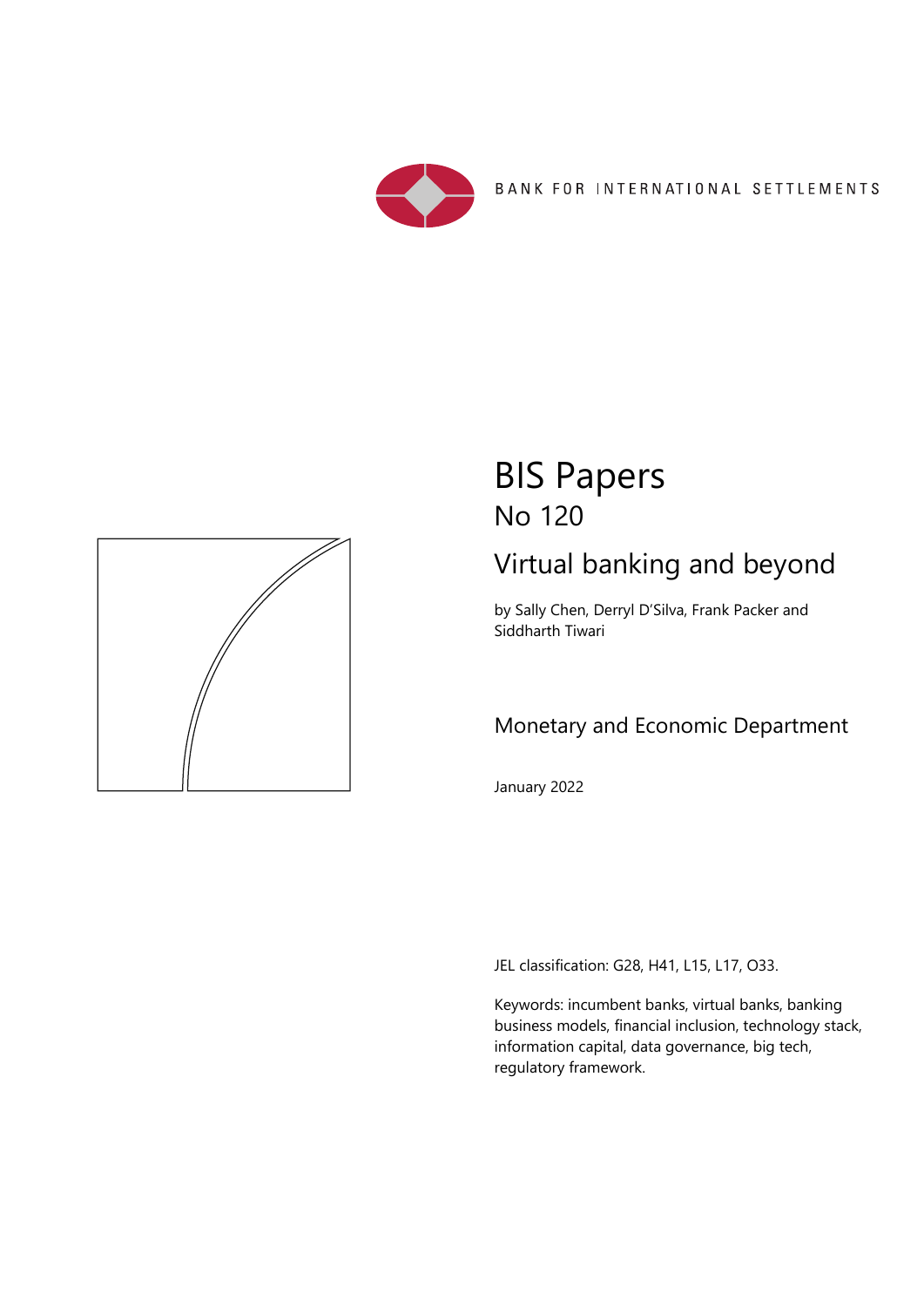BANK FOR INTERNATIONAL SETTLEMENTS

# BIS Papers

## No 120

## Virtual banking and beyond

by Sally Chen, Derryl D'Silva, Frank Packer and Siddharth Tiwari

### Monetary and Economic Department

January 2022

JEL classification: G28, H41, L15, L17, O33.

Keywords: incumbent banks, virtual banks, banking business models, financial inclusion, technology stack, information capital, data governance, big tech, regulatory framework.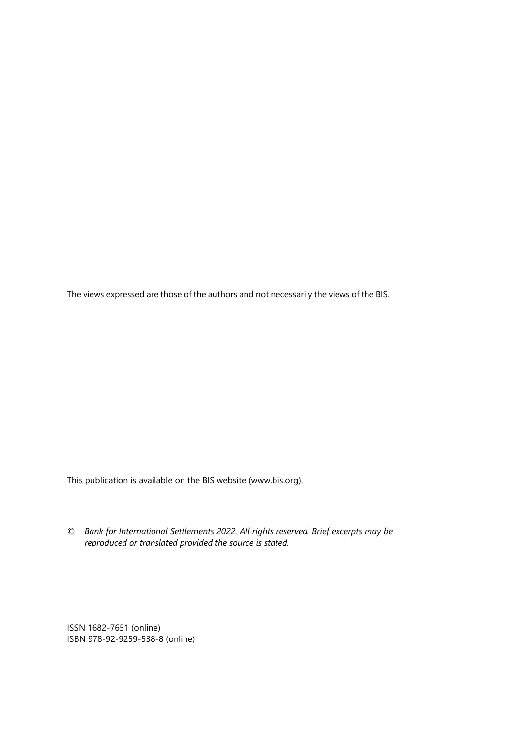The views expressed are those of the authors and not necessarily the views of the BIS.

This publication is available on the BIS website (www.bis.org).

© *Bank for International Settlements 2022. All rights reserved. Brief excerpts may be reproduced or translated provided the source is stated.*

ISSN 1682-7651 (online)
ISBN 978-92-9259-538-8 (online)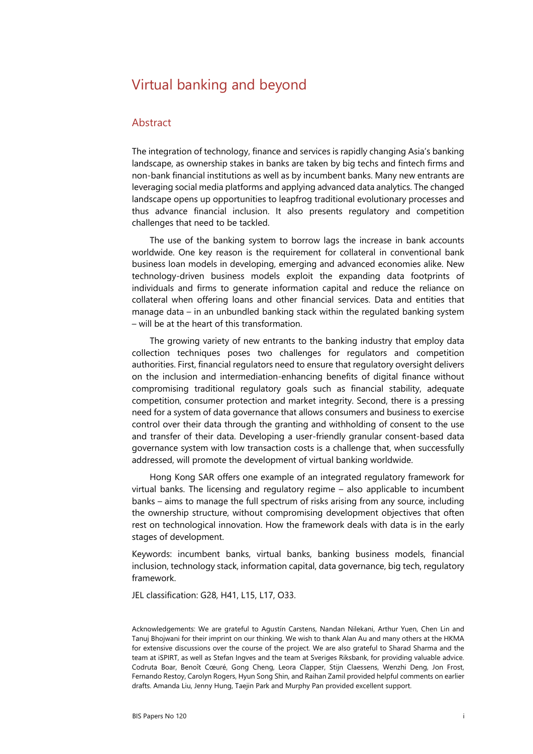# Virtual banking and beyond

## Abstract

The integration of technology, finance and services is rapidly changing Asia's banking landscape, as ownership stakes in banks are taken by big techs and fintech firms and non-bank financial institutions as well as by incumbent banks. Many new entrants are leveraging social media platforms and applying advanced data analytics. The changed landscape opens up opportunities to leapfrog traditional evolutionary processes and thus advance financial inclusion. It also presents regulatory and competition challenges that need to be tackled.

The use of the banking system to borrow lags the increase in bank accounts worldwide. One key reason is the requirement for collateral in conventional bank business loan models in developing, emerging and advanced economies alike. New technology-driven business models exploit the expanding data footprints of individuals and firms to generate information capital and reduce the reliance on collateral when offering loans and other financial services. Data and entities that manage data – in an unbundled banking stack within the regulated banking system – will be at the heart of this transformation.

The growing variety of new entrants to the banking industry that employ data collection techniques poses two challenges for regulators and competition authorities. First, financial regulators need to ensure that regulatory oversight delivers on the inclusion and intermediation-enhancing benefits of digital finance without compromising traditional regulatory goals such as financial stability, adequate competition, consumer protection and market integrity. Second, there is a pressing need for a system of data governance that allows consumers and business to exercise control over their data through the granting and withholding of consent to the use and transfer of their data. Developing a user-friendly granular consent-based data governance system with low transaction costs is a challenge that, when successfully addressed, will promote the development of virtual banking worldwide.

Hong Kong SAR offers one example of an integrated regulatory framework for virtual banks. The licensing and regulatory regime – also applicable to incumbent banks – aims to manage the full spectrum of risks arising from any source, including the ownership structure, without compromising development objectives that often rest on technological innovation. How the framework deals with data is in the early stages of development.

Keywords: incumbent banks, virtual banks, banking business models, financial inclusion, technology stack, information capital, data governance, big tech, regulatory framework.

JEL classification: G28, H41, L15, L17, O33.

Acknowledgements: We are grateful to Agustín Carstens, Nandan Nilekani, Arthur Yuen, Chen Lin and Tanuj Bhojwani for their imprint on our thinking. We wish to thank Alan Au and many others at the HKMA for extensive discussions over the course of the project. We are also grateful to Sharad Sharma and the team at iSPIRT, as well as Stefan Ingves and the team at Sveriges Riksbank, for providing valuable advice. Codruta Boar, Benoît Cœuré, Gong Cheng, Leora Clapper, Stijn Claessens, Wenzhi Deng, Jon Frost, Fernando Restoy, Carolyn Rogers, Hyun Song Shin, and Raihan Zamil provided helpful comments on earlier drafts. Amanda Liu, Jenny Hung, Taejin Park and Murphy Pan provided excellent support.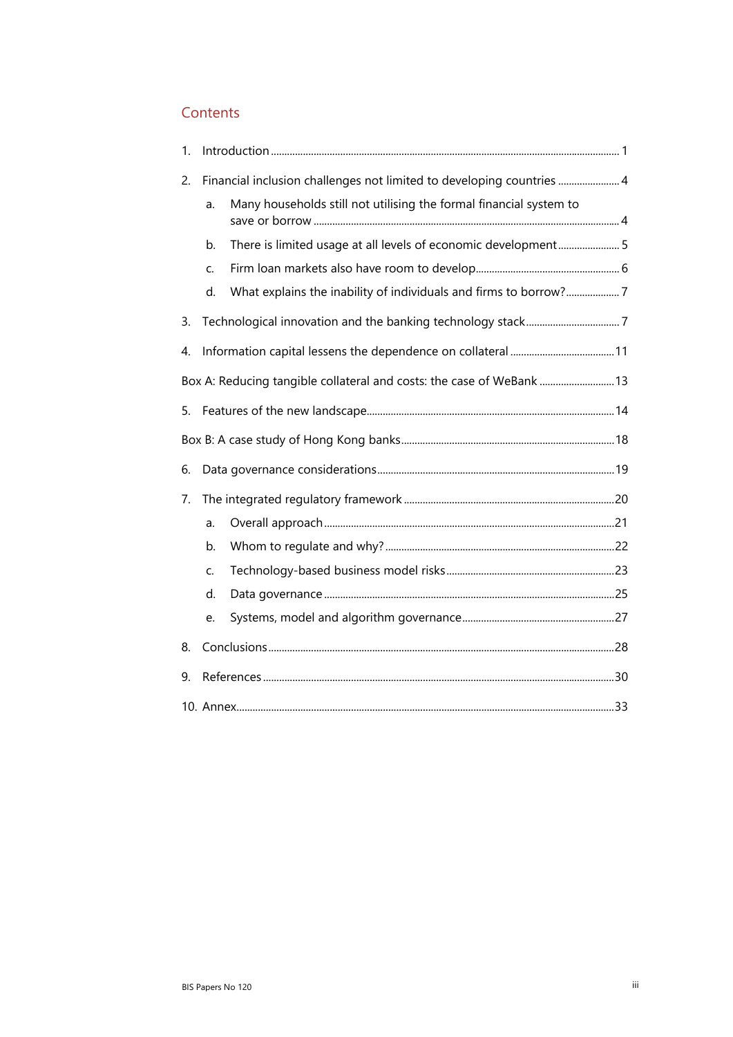## Contents

1. Introduction ........ 1
2. Financial inclusion challenges not limited to developing countries ........ 4
   a. Many households still not utilising the formal financial system to save or borrow ........ 4
   b. There is limited usage at all levels of economic development ........ 5
   c. Firm loan markets also have room to develop ........ 6
   d. What explains the inability of individuals and firms to borrow? ........ 7
3. Technological innovation and the banking technology stack ........ 7
4. Information capital lessens the dependence on collateral ........ 11

Box A: Reducing tangible collateral and costs: the case of WeBank ........ 13

5. Features of the new landscape ........ 14

Box B: A case study of Hong Kong banks ........ 18

6. Data governance considerations ........ 19
7. The integrated regulatory framework ........ 20
   a. Overall approach ........ 21
   b. Whom to regulate and why? ........ 22
   c. Technology-based business model risks ........ 23
   d. Data governance ........ 25
   e. Systems, model and algorithm governance ........ 27
8. Conclusions ........ 28
9. References ........ 30
10. Annex ........ 33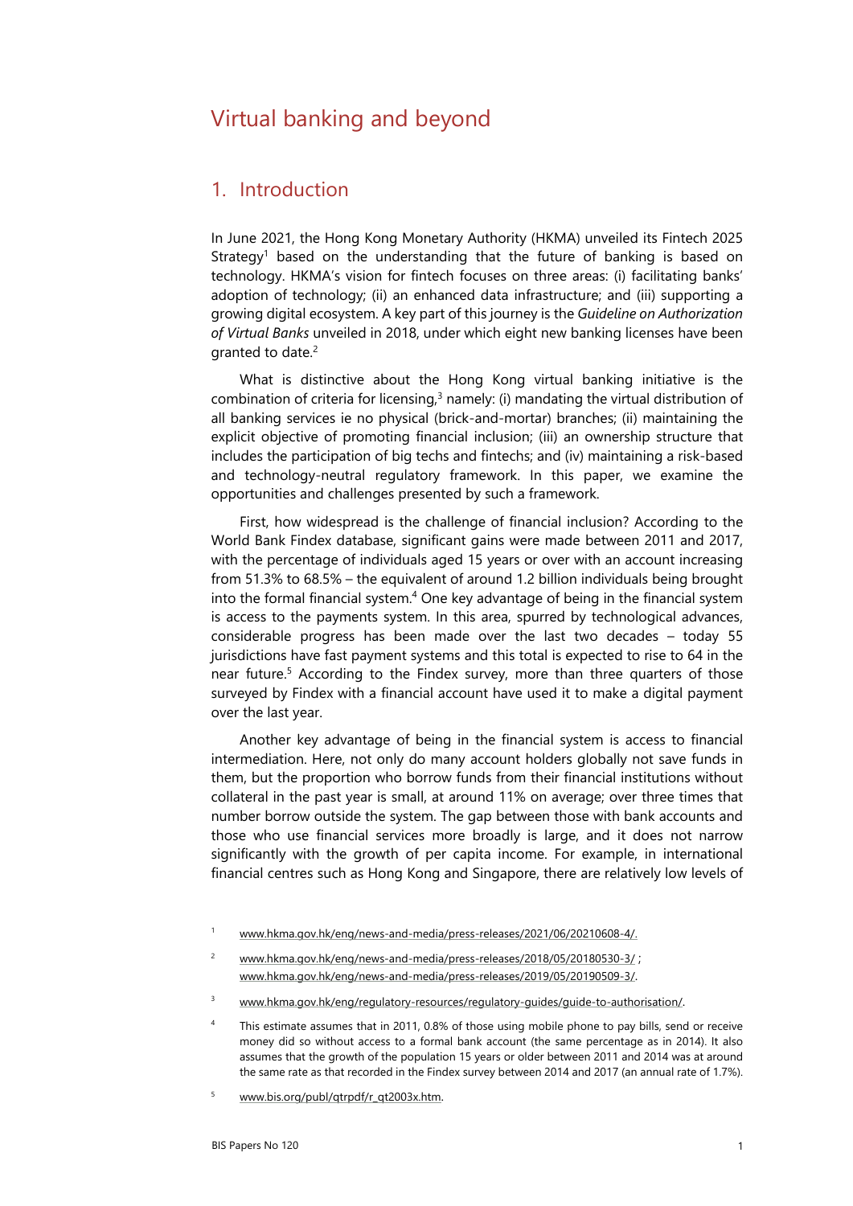# Virtual banking and beyond

## 1. Introduction

In June 2021, the Hong Kong Monetary Authority (HKMA) unveiled its Fintech 2025 Strategy[1] based on the understanding that the future of banking is based on technology. HKMA's vision for fintech focuses on three areas: (i) facilitating banks' adoption of technology; (ii) an enhanced data infrastructure; and (iii) supporting a growing digital ecosystem. A key part of this journey is the *Guideline on Authorization of Virtual Banks* unveiled in 2018, under which eight new banking licenses have been granted to date.[2]

What is distinctive about the Hong Kong virtual banking initiative is the combination of criteria for licensing,[3] namely: (i) mandating the virtual distribution of all banking services ie no physical (brick-and-mortar) branches; (ii) maintaining the explicit objective of promoting financial inclusion; (iii) an ownership structure that includes the participation of big techs and fintechs; and (iv) maintaining a risk-based and technology-neutral regulatory framework. In this paper, we examine the opportunities and challenges presented by such a framework.

First, how widespread is the challenge of financial inclusion? According to the World Bank Findex database, significant gains were made between 2011 and 2017, with the percentage of individuals aged 15 years or over with an account increasing from 51.3% to 68.5% – the equivalent of around 1.2 billion individuals being brought into the formal financial system.[4] One key advantage of being in the financial system is access to the payments system. In this area, spurred by technological advances, considerable progress has been made over the last two decades – today 55 jurisdictions have fast payment systems and this total is expected to rise to 64 in the near future.[5] According to the Findex survey, more than three quarters of those surveyed by Findex with a financial account have used it to make a digital payment over the last year.

Another key advantage of being in the financial system is access to financial intermediation. Here, not only do many account holders globally not save funds in them, but the proportion who borrow funds from their financial institutions without collateral in the past year is small, at around 11% on average; over three times that number borrow outside the system. The gap between those with bank accounts and those who use financial services more broadly is large, and it does not narrow significantly with the growth of per capita income. For example, in international financial centres such as Hong Kong and Singapore, there are relatively low levels of

---

[1] www.hkma.gov.hk/eng/news-and-media/press-releases/2021/06/20210608-4/.

[2] www.hkma.gov.hk/eng/news-and-media/press-releases/2018/05/20180530-3/ ; www.hkma.gov.hk/eng/news-and-media/press-releases/2019/05/20190509-3/.

[3] www.hkma.gov.hk/eng/regulatory-resources/regulatory-guides/guide-to-authorisation/.

[4] This estimate assumes that in 2011, 0.8% of those using mobile phone to pay bills, send or receive money did so without access to a formal bank account (the same percentage as in 2014). It also assumes that the growth of the population 15 years or older between 2011 and 2014 was at around the same rate as that recorded in the Findex survey between 2014 and 2017 (an annual rate of 1.7%).

[5] www.bis.org/publ/qtrpdf/r_qt2003x.htm.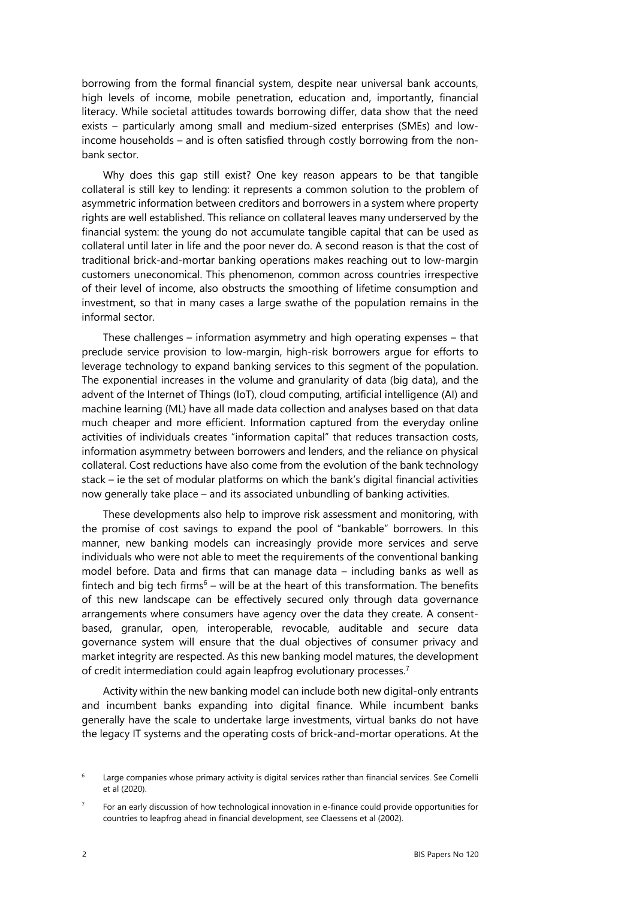borrowing from the formal financial system, despite near universal bank accounts, high levels of income, mobile penetration, education and, importantly, financial literacy. While societal attitudes towards borrowing differ, data show that the need exists – particularly among small and medium-sized enterprises (SMEs) and low-income households – and is often satisfied through costly borrowing from the non-bank sector.

Why does this gap still exist? One key reason appears to be that tangible collateral is still key to lending: it represents a common solution to the problem of asymmetric information between creditors and borrowers in a system where property rights are well established. This reliance on collateral leaves many underserved by the financial system: the young do not accumulate tangible capital that can be used as collateral until later in life and the poor never do. A second reason is that the cost of traditional brick-and-mortar banking operations makes reaching out to low-margin customers uneconomical. This phenomenon, common across countries irrespective of their level of income, also obstructs the smoothing of lifetime consumption and investment, so that in many cases a large swathe of the population remains in the informal sector.

These challenges – information asymmetry and high operating expenses – that preclude service provision to low-margin, high-risk borrowers argue for efforts to leverage technology to expand banking services to this segment of the population. The exponential increases in the volume and granularity of data (big data), and the advent of the Internet of Things (IoT), cloud computing, artificial intelligence (AI) and machine learning (ML) have all made data collection and analyses based on that data much cheaper and more efficient. Information captured from the everyday online activities of individuals creates "information capital" that reduces transaction costs, information asymmetry between borrowers and lenders, and the reliance on physical collateral. Cost reductions have also come from the evolution of the bank technology stack – ie the set of modular platforms on which the bank's digital financial activities now generally take place – and its associated unbundling of banking activities.

These developments also help to improve risk assessment and monitoring, with the promise of cost savings to expand the pool of "bankable" borrowers. In this manner, new banking models can increasingly provide more services and serve individuals who were not able to meet the requirements of the conventional banking model before. Data and firms that can manage data – including banks as well as fintech and big tech firms[6] – will be at the heart of this transformation. The benefits of this new landscape can be effectively secured only through data governance arrangements where consumers have agency over the data they create. A consent-based, granular, open, interoperable, revocable, auditable and secure data governance system will ensure that the dual objectives of consumer privacy and market integrity are respected. As this new banking model matures, the development of credit intermediation could again leapfrog evolutionary processes.[7]

Activity within the new banking model can include both new digital-only entrants and incumbent banks expanding into digital finance. While incumbent banks generally have the scale to undertake large investments, virtual banks do not have the legacy IT systems and the operating costs of brick-and-mortar operations. At the

[6] Large companies whose primary activity is digital services rather than financial services. See Cornelli et al (2020).

[7] For an early discussion of how technological innovation in e-finance could provide opportunities for countries to leapfrog ahead in financial development, see Claessens et al (2002).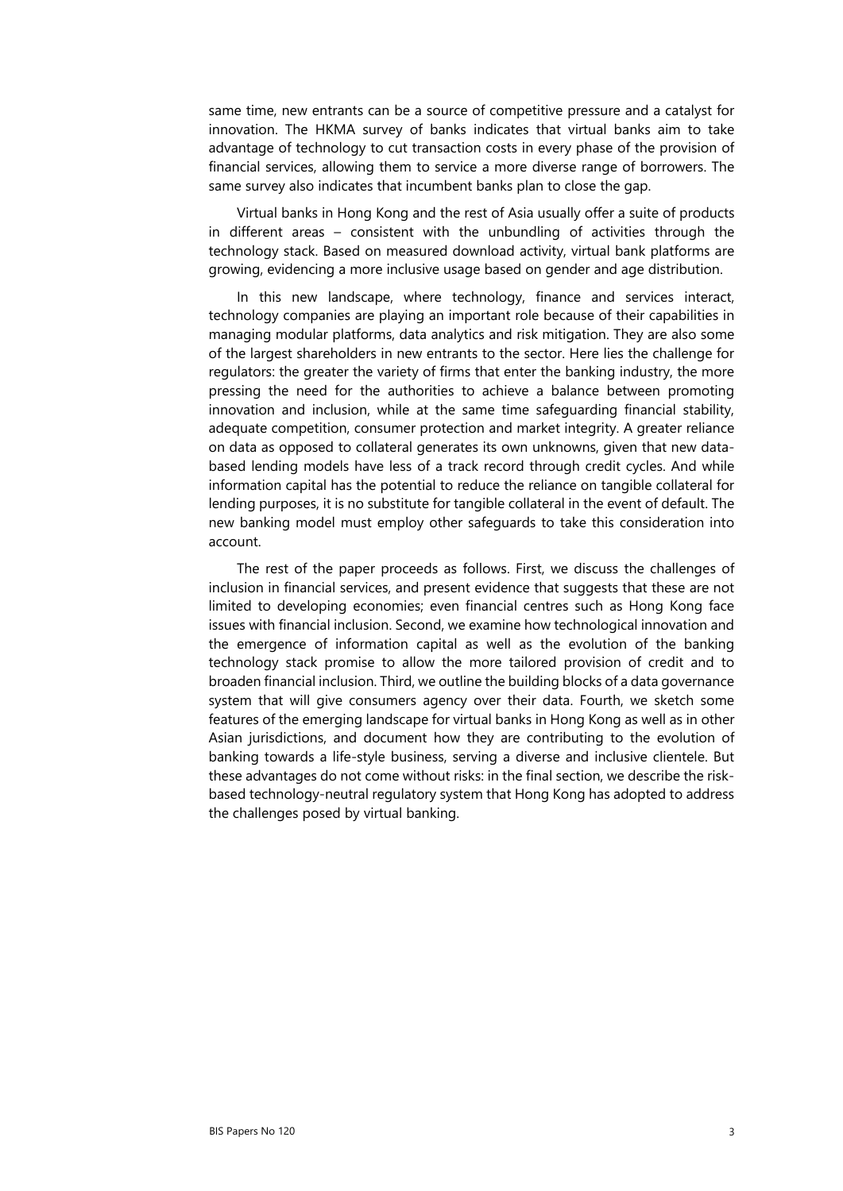same time, new entrants can be a source of competitive pressure and a catalyst for innovation. The HKMA survey of banks indicates that virtual banks aim to take advantage of technology to cut transaction costs in every phase of the provision of financial services, allowing them to service a more diverse range of borrowers. The same survey also indicates that incumbent banks plan to close the gap.

Virtual banks in Hong Kong and the rest of Asia usually offer a suite of products in different areas – consistent with the unbundling of activities through the technology stack. Based on measured download activity, virtual bank platforms are growing, evidencing a more inclusive usage based on gender and age distribution.

In this new landscape, where technology, finance and services interact, technology companies are playing an important role because of their capabilities in managing modular platforms, data analytics and risk mitigation. They are also some of the largest shareholders in new entrants to the sector. Here lies the challenge for regulators: the greater the variety of firms that enter the banking industry, the more pressing the need for the authorities to achieve a balance between promoting innovation and inclusion, while at the same time safeguarding financial stability, adequate competition, consumer protection and market integrity. A greater reliance on data as opposed to collateral generates its own unknowns, given that new data-based lending models have less of a track record through credit cycles. And while information capital has the potential to reduce the reliance on tangible collateral for lending purposes, it is no substitute for tangible collateral in the event of default. The new banking model must employ other safeguards to take this consideration into account.

The rest of the paper proceeds as follows. First, we discuss the challenges of inclusion in financial services, and present evidence that suggests that these are not limited to developing economies; even financial centres such as Hong Kong face issues with financial inclusion. Second, we examine how technological innovation and the emergence of information capital as well as the evolution of the banking technology stack promise to allow the more tailored provision of credit and to broaden financial inclusion. Third, we outline the building blocks of a data governance system that will give consumers agency over their data. Fourth, we sketch some features of the emerging landscape for virtual banks in Hong Kong as well as in other Asian jurisdictions, and document how they are contributing to the evolution of banking towards a life-style business, serving a diverse and inclusive clientele. But these advantages do not come without risks: in the final section, we describe the risk-based technology-neutral regulatory system that Hong Kong has adopted to address the challenges posed by virtual banking.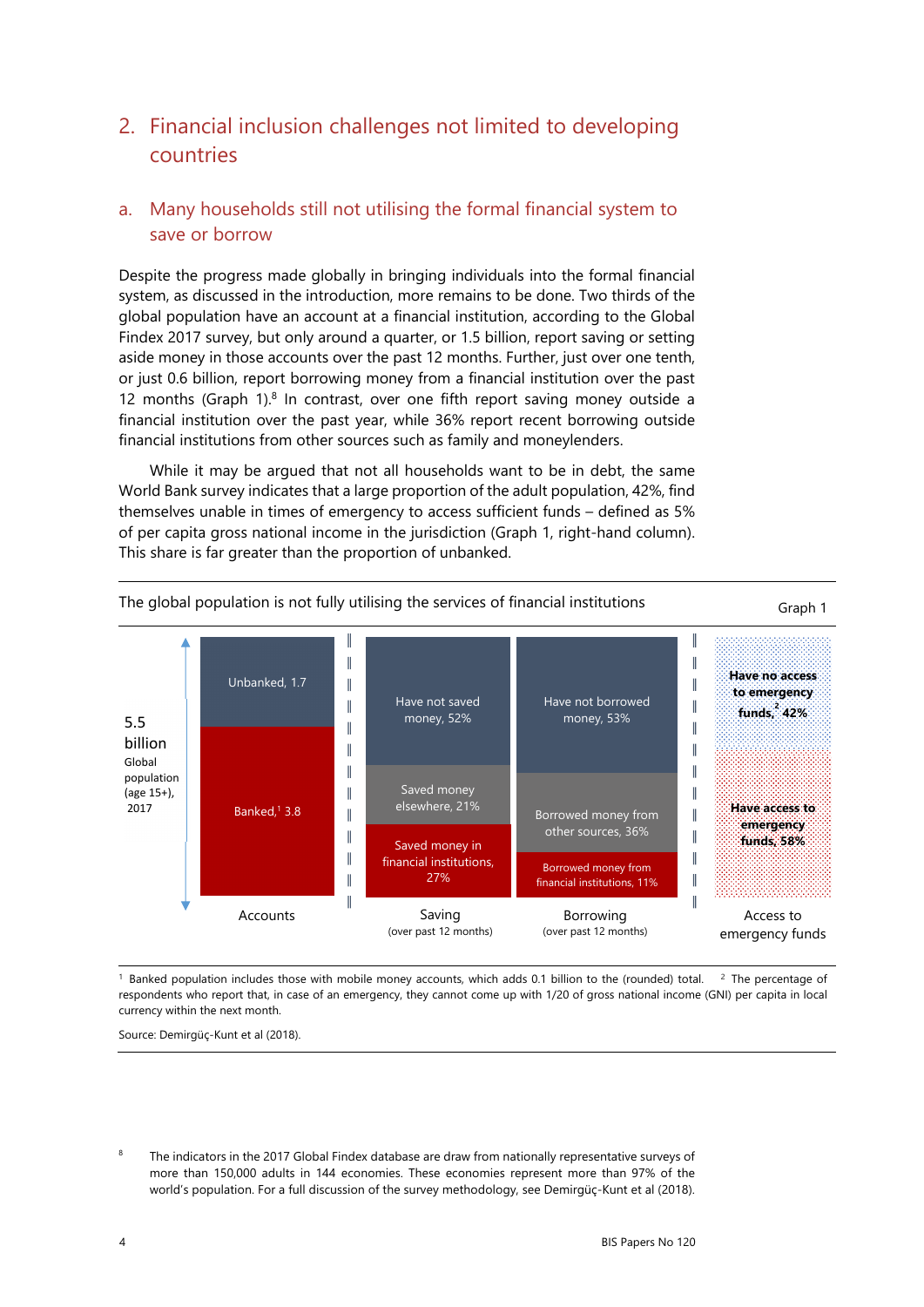## 2. Financial inclusion challenges not limited to developing countries

### a. Many households still not utilising the formal financial system to save or borrow

Despite the progress made globally in bringing individuals into the formal financial system, as discussed in the introduction, more remains to be done. Two thirds of the global population have an account at a financial institution, according to the Global Findex 2017 survey, but only around a quarter, or 1.5 billion, report saving or setting aside money in those accounts over the past 12 months. Further, just over one tenth, or just 0.6 billion, report borrowing money from a financial institution over the past 12 months (Graph 1).[8] In contrast, over one fifth report saving money outside a financial institution over the past year, while 36% report recent borrowing outside financial institutions from other sources such as family and moneylenders.

While it may be argued that not all households want to be in debt, the same World Bank survey indicates that a large proportion of the adult population, 42%, find themselves unable in times of emergency to access sufficient funds – defined as 5% of per capita gross national income in the jurisdiction (Graph 1, right-hand column). This share is far greater than the proportion of unbanked.

The global population is not fully utilising the services of financial institutions — Graph 1

5.5 billion Global population (age 15+), 2017

| Accounts | Saving (over past 12 months) | Borrowing (over past 12 months) | Access to emergency funds |
|---|---|---|---|
| Unbanked, 1.7 | Have not saved money, 52% | Have not borrowed money, 53% | Have no access to emergency funds,[2] 42% |
| Banked,[1] 3.8 | Saved money elsewhere, 21% | Borrowed money from other sources, 36% | Have access to emergency funds, 58% |
| | Saved money in financial institutions, 27% | Borrowed money from financial institutions, 11% | |

[1] Banked population includes those with mobile money accounts, which adds 0.1 billion to the (rounded) total. [2] The percentage of respondents who report that, in case of an emergency, they cannot come up with 1/20 of gross national income (GNI) per capita in local currency within the next month.

Source: Demirgüç-Kunt et al (2018).

[8] The indicators in the 2017 Global Findex database are draw from nationally representative surveys of more than 150,000 adults in 144 economies. These economies represent more than 97% of the world's population. For a full discussion of the survey methodology, see Demirgüç-Kunt et al (2018).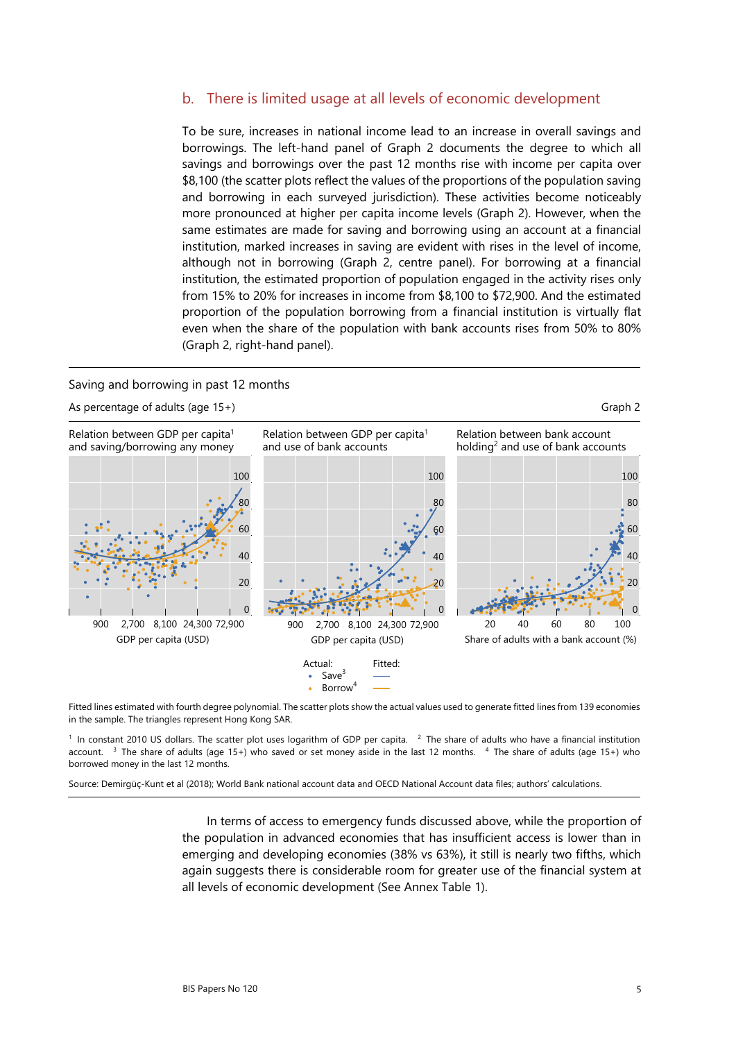## b. There is limited usage at all levels of economic development

To be sure, increases in national income lead to an increase in overall savings and borrowings. The left-hand panel of Graph 2 documents the degree to which all savings and borrowings over the past 12 months rise with income per capita over $8,100 (the scatter plots reflect the values of the proportions of the population saving and borrowing in each surveyed jurisdiction). These activities become noticeably more pronounced at higher per capita income levels (Graph 2). However, when the same estimates are made for saving and borrowing using an account at a financial institution, marked increases in saving are evident with rises in the level of income, although not in borrowing (Graph 2, centre panel). For borrowing at a financial institution, the estimated proportion of population engaged in the activity rises only from 15% to 20% for increases in income from $8,100 to $72,900. And the estimated proportion of the population borrowing from a financial institution is virtually flat even when the share of the population with bank accounts rises from 50% to 80% (Graph 2, right-hand panel).

Saving and borrowing in past 12 months

As percentage of adults (age 15+)

Graph 2

Relation between GDP per capita[1] and saving/borrowing any money

Relation between GDP per capita[1] and use of bank accounts

Relation between bank account holding[2] and use of bank accounts

Actual: Save[3], Borrow[4] — Fitted: Save, Borrow

Fitted lines estimated with fourth degree polynomial. The scatter plots show the actual values used to generate fitted lines from 139 economies in the sample. The triangles represent Hong Kong SAR.

[1] In constant 2010 US dollars. The scatter plot uses logarithm of GDP per capita. [2] The share of adults who have a financial institution account. [3] The share of adults (age 15+) who saved or set money aside in the last 12 months. [4] The share of adults (age 15+) who borrowed money in the last 12 months.

Source: Demirgüç-Kunt et al (2018); World Bank national account data and OECD National Account data files; authors' calculations.

In terms of access to emergency funds discussed above, while the proportion of the population in advanced economies that has insufficient access is lower than in emerging and developing economies (38% vs 63%), it still is nearly two fifths, which again suggests there is considerable room for greater use of the financial system at all levels of economic development (See Annex Table 1).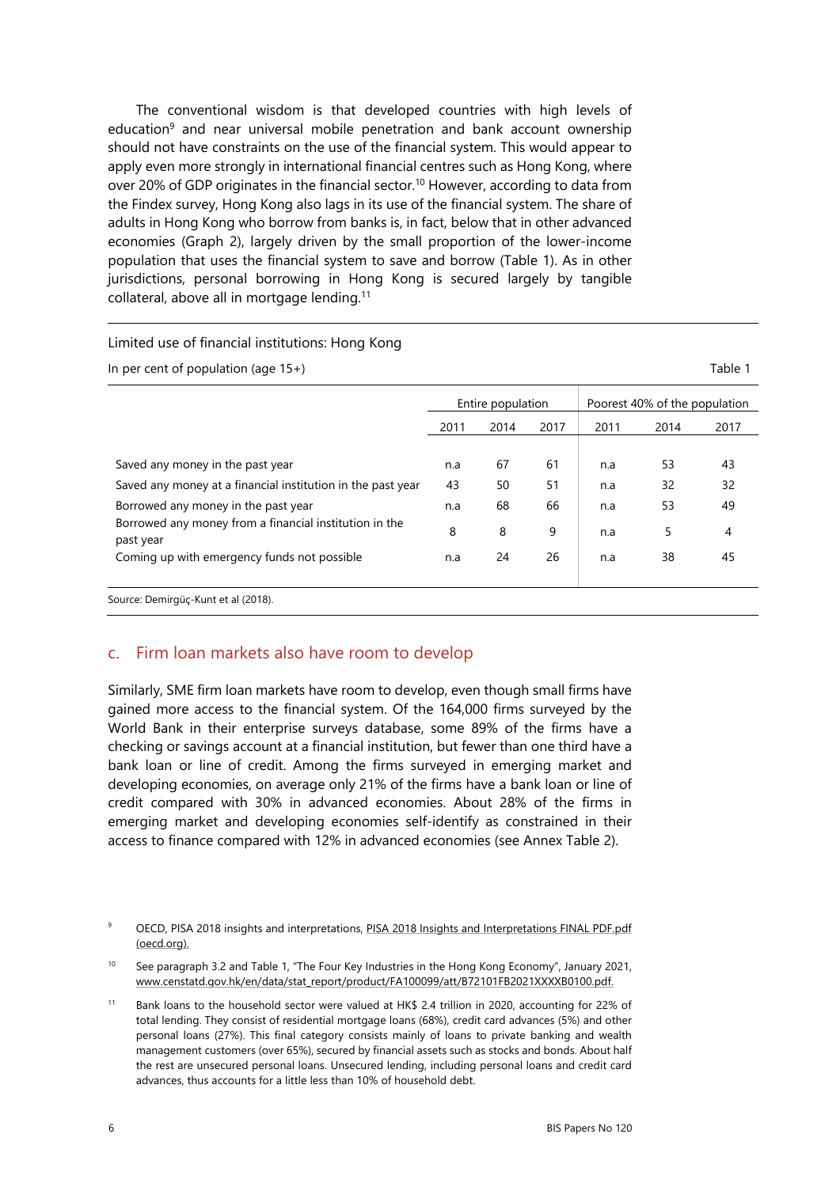The conventional wisdom is that developed countries with high levels of education[9] and near universal mobile penetration and bank account ownership should not have constraints on the use of the financial system. This would appear to apply even more strongly in international financial centres such as Hong Kong, where over 20% of GDP originates in the financial sector.[10] However, according to data from the Findex survey, Hong Kong also lags in its use of the financial system. The share of adults in Hong Kong who borrow from banks is, in fact, below that in other advanced economies (Graph 2), largely driven by the small proportion of the lower-income population that uses the financial system to save and borrow (Table 1). As in other jurisdictions, personal borrowing in Hong Kong is secured largely by tangible collateral, above all in mortgage lending.[11]

Limited use of financial institutions: Hong Kong

In per cent of population (age 15+) — Table 1

| | Entire population | | | Poorest 40% of the population | | |
|---|---|---|---|---|---|---|
| | 2011 | 2014 | 2017 | 2011 | 2014 | 2017 |
| Saved any money in the past year | n.a | 67 | 61 | n.a | 53 | 43 |
| Saved any money at a financial institution in the past year | 43 | 50 | 51 | n.a | 32 | 32 |
| Borrowed any money in the past year | n.a | 68 | 66 | n.a | 53 | 49 |
| Borrowed any money from a financial institution in the past year | 8 | 8 | 9 | n.a | 5 | 4 |
| Coming up with emergency funds not possible | n.a | 24 | 26 | n.a | 38 | 45 |

Source: Demirgüç-Kunt et al (2018).

## c. Firm loan markets also have room to develop

Similarly, SME firm loan markets have room to develop, even though small firms have gained more access to the financial system. Of the 164,000 firms surveyed by the World Bank in their enterprise surveys database, some 89% of the firms have a checking or savings account at a financial institution, but fewer than one third have a bank loan or line of credit. Among the firms surveyed in emerging market and developing economies, on average only 21% of the firms have a bank loan or line of credit compared with 30% in advanced economies. About 28% of the firms in emerging market and developing economies self-identify as constrained in their access to finance compared with 12% in advanced economies (see Annex Table 2).

[9] OECD, PISA 2018 insights and interpretations, PISA 2018 Insights and Interpretations FINAL PDF.pdf (oecd.org).

[10] See paragraph 3.2 and Table 1, "The Four Key Industries in the Hong Kong Economy", January 2021, www.censtatd.gov.hk/en/data/stat_report/product/FA100099/att/B72101FB2021XXXXB0100.pdf.

[11] Bank loans to the household sector were valued at HK$ 2.4 trillion in 2020, accounting for 22% of total lending. They consist of residential mortgage loans (68%), credit card advances (5%) and other personal loans (27%). This final category consists mainly of loans to private banking and wealth management customers (over 65%), secured by financial assets such as stocks and bonds. About half the rest are unsecured personal loans. Unsecured lending, including personal loans and credit card advances, thus accounts for a little less than 10% of household debt.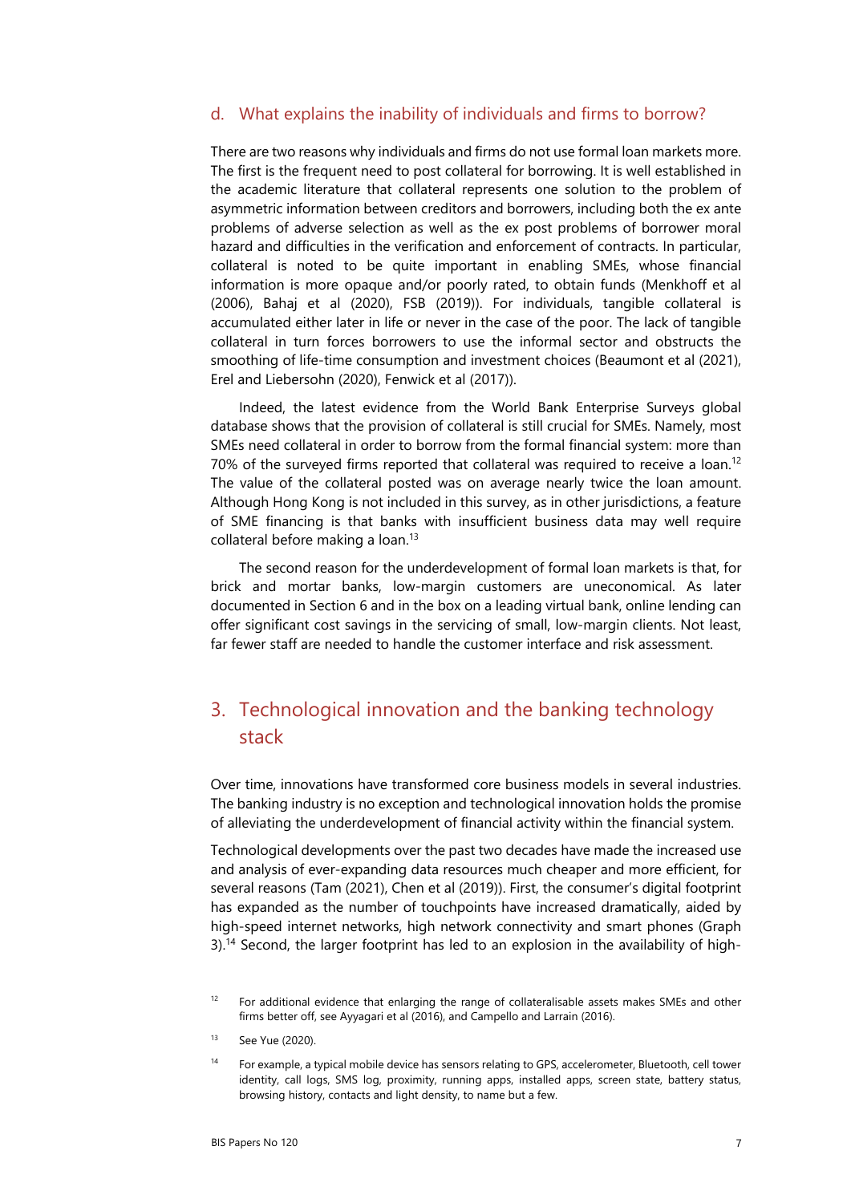### d. What explains the inability of individuals and firms to borrow?

There are two reasons why individuals and firms do not use formal loan markets more. The first is the frequent need to post collateral for borrowing. It is well established in the academic literature that collateral represents one solution to the problem of asymmetric information between creditors and borrowers, including both the ex ante problems of adverse selection as well as the ex post problems of borrower moral hazard and difficulties in the verification and enforcement of contracts. In particular, collateral is noted to be quite important in enabling SMEs, whose financial information is more opaque and/or poorly rated, to obtain funds (Menkhoff et al (2006), Bahaj et al (2020), FSB (2019)). For individuals, tangible collateral is accumulated either later in life or never in the case of the poor. The lack of tangible collateral in turn forces borrowers to use the informal sector and obstructs the smoothing of life-time consumption and investment choices (Beaumont et al (2021), Erel and Liebersohn (2020), Fenwick et al (2017)).

Indeed, the latest evidence from the World Bank Enterprise Surveys global database shows that the provision of collateral is still crucial for SMEs. Namely, most SMEs need collateral in order to borrow from the formal financial system: more than 70% of the surveyed firms reported that collateral was required to receive a loan.[12] The value of the collateral posted was on average nearly twice the loan amount. Although Hong Kong is not included in this survey, as in other jurisdictions, a feature of SME financing is that banks with insufficient business data may well require collateral before making a loan.[13]

The second reason for the underdevelopment of formal loan markets is that, for brick and mortar banks, low-margin customers are uneconomical. As later documented in Section 6 and in the box on a leading virtual bank, online lending can offer significant cost savings in the servicing of small, low-margin clients. Not least, far fewer staff are needed to handle the customer interface and risk assessment.

## 3. Technological innovation and the banking technology stack

Over time, innovations have transformed core business models in several industries. The banking industry is no exception and technological innovation holds the promise of alleviating the underdevelopment of financial activity within the financial system.

Technological developments over the past two decades have made the increased use and analysis of ever-expanding data resources much cheaper and more efficient, for several reasons (Tam (2021), Chen et al (2019)). First, the consumer's digital footprint has expanded as the number of touchpoints have increased dramatically, aided by high-speed internet networks, high network connectivity and smart phones (Graph 3).[14] Second, the larger footprint has led to an explosion in the availability of high-

[12] For additional evidence that enlarging the range of collateralisable assets makes SMEs and other firms better off, see Ayyagari et al (2016), and Campello and Larrain (2016).

[13] See Yue (2020).

[14] For example, a typical mobile device has sensors relating to GPS, accelerometer, Bluetooth, cell tower identity, call logs, SMS log, proximity, running apps, installed apps, screen state, battery status, browsing history, contacts and light density, to name but a few.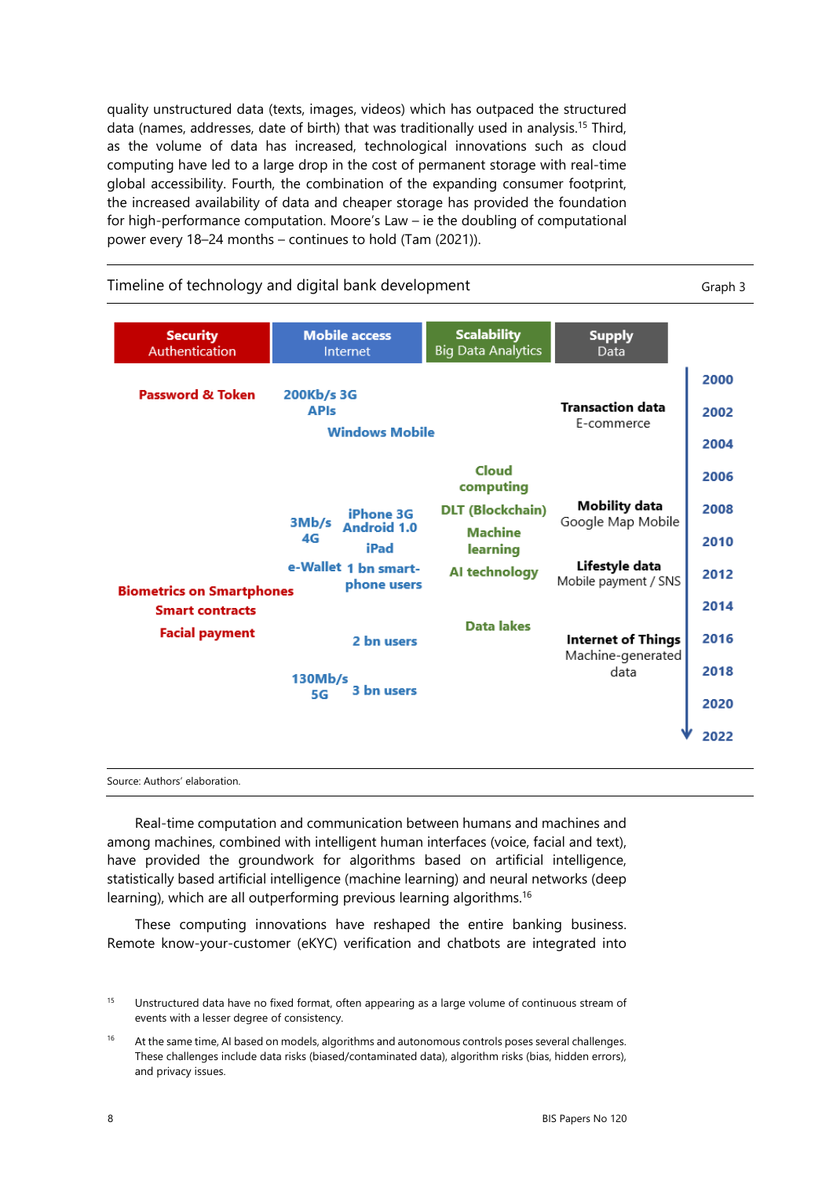quality unstructured data (texts, images, videos) which has outpaced the structured data (names, addresses, date of birth) that was traditionally used in analysis.[15] Third, as the volume of data has increased, technological innovations such as cloud computing have led to a large drop in the cost of permanent storage with real-time global accessibility. Fourth, the combination of the expanding consumer footprint, the increased availability of data and cheaper storage has provided the foundation for high-performance computation. Moore's Law – ie the doubling of computational power every 18–24 months – continues to hold (Tam (2021)).

Timeline of technology and digital bank development — Graph 3

| Security (Authentication) | Mobile access (Internet) | Scalability (Big Data Analytics) | Supply (Data) | Year |
|---|---|---|---|---|
| Password & Token | 200Kb/s 3G; APIs | | | 2000 |
| | Windows Mobile | | Transaction data (E-commerce) | 2002 |
| | | | | 2004 |
| | | Cloud computing | | 2006 |
| | 3Mb/s 4G; iPhone 3G; Android 1.0 | DLT (Blockchain); Machine learning | Mobility data (Google Map Mobile) | 2008 |
| | iPad | | | 2010 |
| Biometrics on Smartphones | e-Wallet; 1 bn smart-phone users | AI technology | Lifestyle data (Mobile payment / SNS) | 2012 |
| Smart contracts | | | | 2014 |
| Facial payment | 2 bn users | Data lakes | Internet of Things (Machine-generated data) | 2016 |
| | 130Mb/s 5G; 3 bn users | | | 2018 |
| | | | | 2020 |
| | | | | 2022 |

Source: Authors' elaboration.

Real-time computation and communication between humans and machines and among machines, combined with intelligent human interfaces (voice, facial and text), have provided the groundwork for algorithms based on artificial intelligence, statistically based artificial intelligence (machine learning) and neural networks (deep learning), which are all outperforming previous learning algorithms.[16]

These computing innovations have reshaped the entire banking business. Remote know-your-customer (eKYC) verification and chatbots are integrated into

[15] Unstructured data have no fixed format, often appearing as a large volume of continuous stream of events with a lesser degree of consistency.

[16] At the same time, AI based on models, algorithms and autonomous controls poses several challenges. These challenges include data risks (biased/contaminated data), algorithm risks (bias, hidden errors), and privacy issues.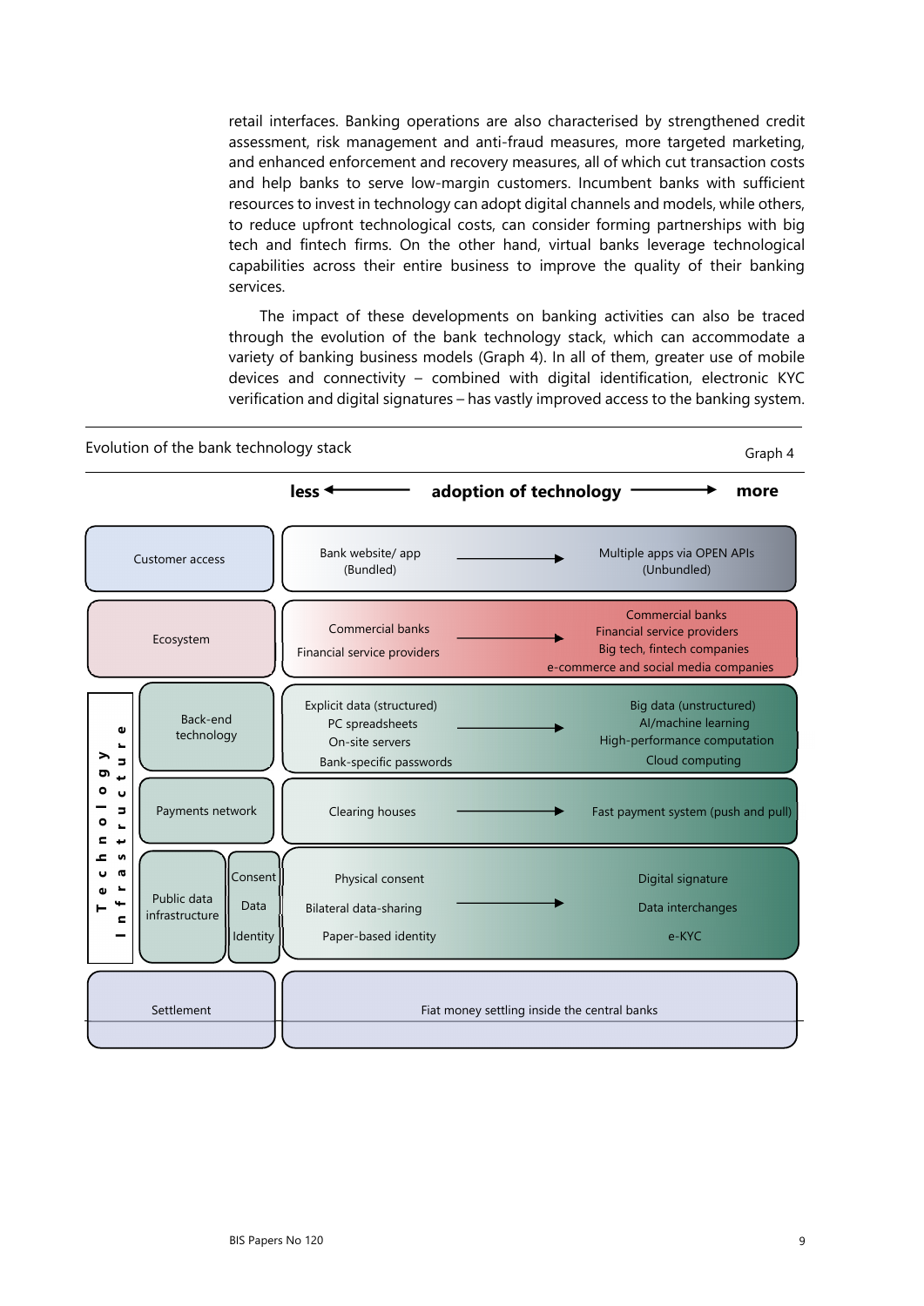retail interfaces. Banking operations are also characterised by strengthened credit assessment, risk management and anti-fraud measures, more targeted marketing, and enhanced enforcement and recovery measures, all of which cut transaction costs and help banks to serve low-margin customers. Incumbent banks with sufficient resources to invest in technology can adopt digital channels and models, while others, to reduce upfront technological costs, can consider forming partnerships with big tech and fintech firms. On the other hand, virtual banks leverage technological capabilities across their entire business to improve the quality of their banking services.

The impact of these developments on banking activities can also be traced through the evolution of the bank technology stack, which can accommodate a variety of banking business models (Graph 4). In all of them, greater use of mobile devices and connectivity – combined with digital identification, electronic KYC verification and digital signatures – has vastly improved access to the banking system.

Evolution of the bank technology stack — Graph 4

**less ← adoption of technology → more**

| Layer | | Less adoption | → | More adoption |
|---|---|---|---|---|
| Customer access | | Bank website/ app (Bundled) | → | Multiple apps via OPEN APIs (Unbundled) |
| Ecosystem | | Commercial banks; Financial service providers | → | Commercial banks; Financial service providers; Big tech, fintech companies; e-commerce and social media companies |
| Technology Infrastructure | Back-end technology | Explicit data (structured); PC spreadsheets; On-site servers; Bank-specific passwords | → | Big data (unstructured); AI/machine learning; High-performance computation; Cloud computing |
| Technology Infrastructure | Payments network | Clearing houses | → | Fast payment system (push and pull) |
| Technology Infrastructure | Public data infrastructure: Consent | Physical consent | → | Digital signature |
| Technology Infrastructure | Public data infrastructure: Data | Bilateral data-sharing | → | Data interchanges |
| Technology Infrastructure | Public data infrastructure: Identity | Paper-based identity | → | e-KYC |
| Settlement | | Fiat money settling inside the central banks | | |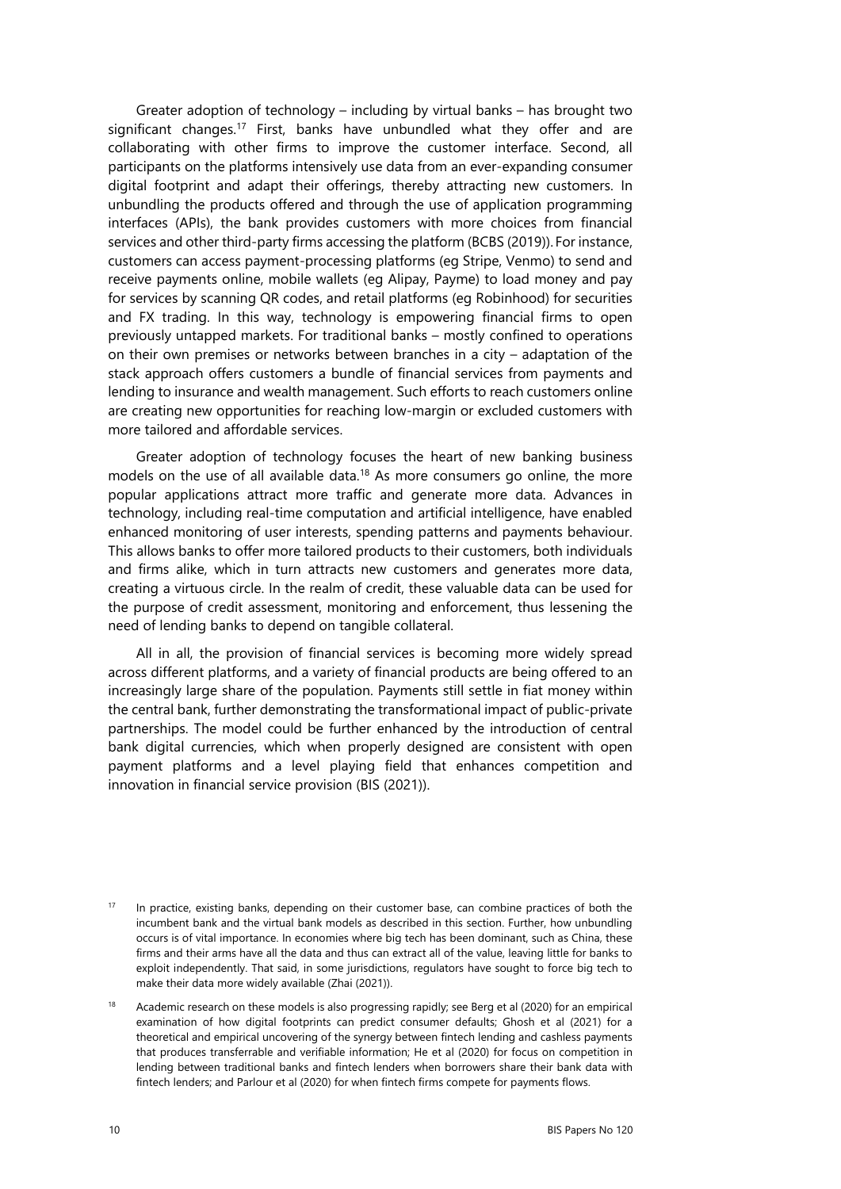Greater adoption of technology – including by virtual banks – has brought two significant changes.[17] First, banks have unbundled what they offer and are collaborating with other firms to improve the customer interface. Second, all participants on the platforms intensively use data from an ever-expanding consumer digital footprint and adapt their offerings, thereby attracting new customers. In unbundling the products offered and through the use of application programming interfaces (APIs), the bank provides customers with more choices from financial services and other third-party firms accessing the platform (BCBS (2019)). For instance, customers can access payment-processing platforms (eg Stripe, Venmo) to send and receive payments online, mobile wallets (eg Alipay, Payme) to load money and pay for services by scanning QR codes, and retail platforms (eg Robinhood) for securities and FX trading. In this way, technology is empowering financial firms to open previously untapped markets. For traditional banks – mostly confined to operations on their own premises or networks between branches in a city – adaptation of the stack approach offers customers a bundle of financial services from payments and lending to insurance and wealth management. Such efforts to reach customers online are creating new opportunities for reaching low-margin or excluded customers with more tailored and affordable services.

Greater adoption of technology focuses the heart of new banking business models on the use of all available data.[18] As more consumers go online, the more popular applications attract more traffic and generate more data. Advances in technology, including real-time computation and artificial intelligence, have enabled enhanced monitoring of user interests, spending patterns and payments behaviour. This allows banks to offer more tailored products to their customers, both individuals and firms alike, which in turn attracts new customers and generates more data, creating a virtuous circle. In the realm of credit, these valuable data can be used for the purpose of credit assessment, monitoring and enforcement, thus lessening the need of lending banks to depend on tangible collateral.

All in all, the provision of financial services is becoming more widely spread across different platforms, and a variety of financial products are being offered to an increasingly large share of the population. Payments still settle in fiat money within the central bank, further demonstrating the transformational impact of public-private partnerships. The model could be further enhanced by the introduction of central bank digital currencies, which when properly designed are consistent with open payment platforms and a level playing field that enhances competition and innovation in financial service provision (BIS (2021)).

[17] In practice, existing banks, depending on their customer base, can combine practices of both the incumbent bank and the virtual bank models as described in this section. Further, how unbundling occurs is of vital importance. In economies where big tech has been dominant, such as China, these firms and their arms have all the data and thus can extract all of the value, leaving little for banks to exploit independently. That said, in some jurisdictions, regulators have sought to force big tech to make their data more widely available (Zhai (2021)).

[18] Academic research on these models is also progressing rapidly; see Berg et al (2020) for an empirical examination of how digital footprints can predict consumer defaults; Ghosh et al (2021) for a theoretical and empirical uncovering of the synergy between fintech lending and cashless payments that produces transferrable and verifiable information; He et al (2020) for focus on competition in lending between traditional banks and fintech lenders when borrowers share their bank data with fintech lenders; and Parlour et al (2020) for when fintech firms compete for payments flows.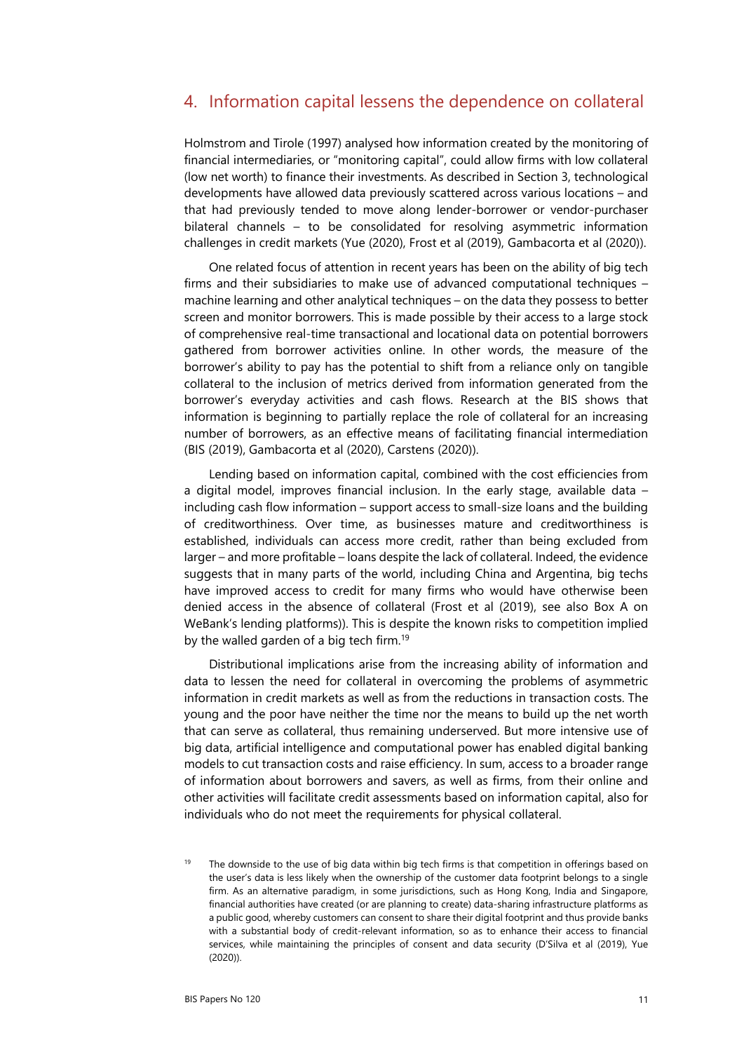## 4. Information capital lessens the dependence on collateral

Holmstrom and Tirole (1997) analysed how information created by the monitoring of financial intermediaries, or "monitoring capital", could allow firms with low collateral (low net worth) to finance their investments. As described in Section 3, technological developments have allowed data previously scattered across various locations – and that had previously tended to move along lender-borrower or vendor-purchaser bilateral channels – to be consolidated for resolving asymmetric information challenges in credit markets (Yue (2020), Frost et al (2019), Gambacorta et al (2020)).

One related focus of attention in recent years has been on the ability of big tech firms and their subsidiaries to make use of advanced computational techniques – machine learning and other analytical techniques – on the data they possess to better screen and monitor borrowers. This is made possible by their access to a large stock of comprehensive real-time transactional and locational data on potential borrowers gathered from borrower activities online. In other words, the measure of the borrower's ability to pay has the potential to shift from a reliance only on tangible collateral to the inclusion of metrics derived from information generated from the borrower's everyday activities and cash flows. Research at the BIS shows that information is beginning to partially replace the role of collateral for an increasing number of borrowers, as an effective means of facilitating financial intermediation (BIS (2019), Gambacorta et al (2020), Carstens (2020)).

Lending based on information capital, combined with the cost efficiencies from a digital model, improves financial inclusion. In the early stage, available data – including cash flow information – support access to small-size loans and the building of creditworthiness. Over time, as businesses mature and creditworthiness is established, individuals can access more credit, rather than being excluded from larger – and more profitable – loans despite the lack of collateral. Indeed, the evidence suggests that in many parts of the world, including China and Argentina, big techs have improved access to credit for many firms who would have otherwise been denied access in the absence of collateral (Frost et al (2019), see also Box A on WeBank's lending platforms)). This is despite the known risks to competition implied by the walled garden of a big tech firm.[19]

Distributional implications arise from the increasing ability of information and data to lessen the need for collateral in overcoming the problems of asymmetric information in credit markets as well as from the reductions in transaction costs. The young and the poor have neither the time nor the means to build up the net worth that can serve as collateral, thus remaining underserved. But more intensive use of big data, artificial intelligence and computational power has enabled digital banking models to cut transaction costs and raise efficiency. In sum, access to a broader range of information about borrowers and savers, as well as firms, from their online and other activities will facilitate credit assessments based on information capital, also for individuals who do not meet the requirements for physical collateral.

[19] The downside to the use of big data within big tech firms is that competition in offerings based on the user's data is less likely when the ownership of the customer data footprint belongs to a single firm. As an alternative paradigm, in some jurisdictions, such as Hong Kong, India and Singapore, financial authorities have created (or are planning to create) data-sharing infrastructure platforms as a public good, whereby customers can consent to share their digital footprint and thus provide banks with a substantial body of credit-relevant information, so as to enhance their access to financial services, while maintaining the principles of consent and data security (D'Silva et al (2019), Yue (2020)).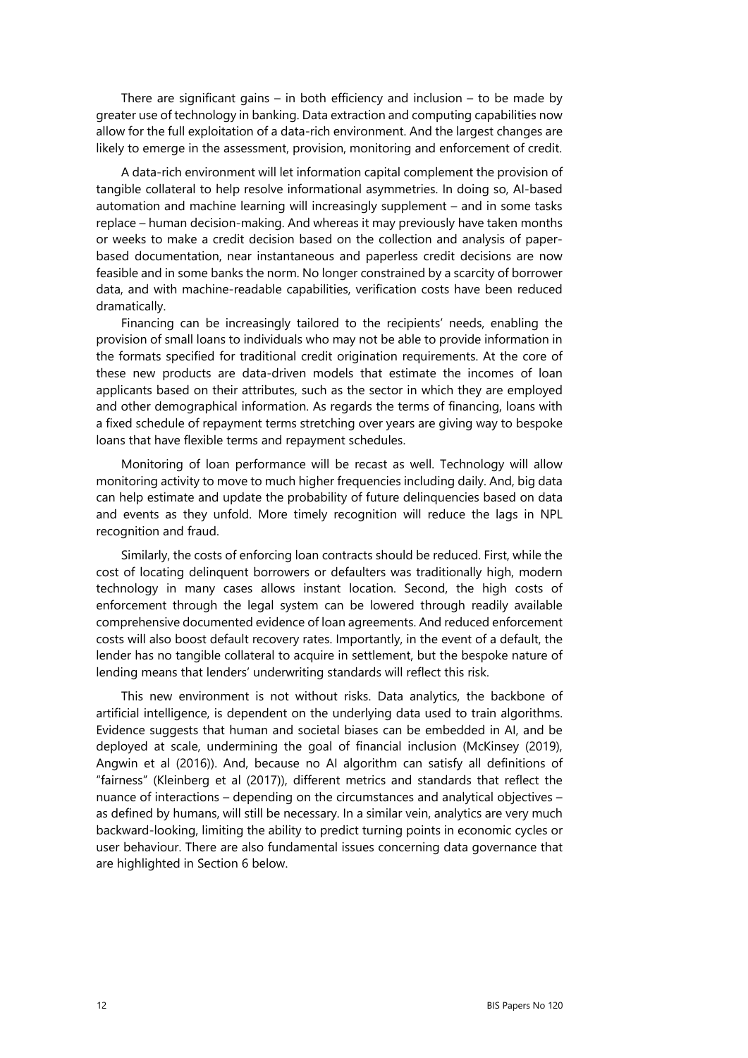There are significant gains – in both efficiency and inclusion – to be made by greater use of technology in banking. Data extraction and computing capabilities now allow for the full exploitation of a data-rich environment. And the largest changes are likely to emerge in the assessment, provision, monitoring and enforcement of credit.

A data-rich environment will let information capital complement the provision of tangible collateral to help resolve informational asymmetries. In doing so, AI-based automation and machine learning will increasingly supplement – and in some tasks replace – human decision-making. And whereas it may previously have taken months or weeks to make a credit decision based on the collection and analysis of paper-based documentation, near instantaneous and paperless credit decisions are now feasible and in some banks the norm. No longer constrained by a scarcity of borrower data, and with machine-readable capabilities, verification costs have been reduced dramatically.

Financing can be increasingly tailored to the recipients' needs, enabling the provision of small loans to individuals who may not be able to provide information in the formats specified for traditional credit origination requirements. At the core of these new products are data-driven models that estimate the incomes of loan applicants based on their attributes, such as the sector in which they are employed and other demographical information. As regards the terms of financing, loans with a fixed schedule of repayment terms stretching over years are giving way to bespoke loans that have flexible terms and repayment schedules.

Monitoring of loan performance will be recast as well. Technology will allow monitoring activity to move to much higher frequencies including daily. And, big data can help estimate and update the probability of future delinquencies based on data and events as they unfold. More timely recognition will reduce the lags in NPL recognition and fraud.

Similarly, the costs of enforcing loan contracts should be reduced. First, while the cost of locating delinquent borrowers or defaulters was traditionally high, modern technology in many cases allows instant location. Second, the high costs of enforcement through the legal system can be lowered through readily available comprehensive documented evidence of loan agreements. And reduced enforcement costs will also boost default recovery rates. Importantly, in the event of a default, the lender has no tangible collateral to acquire in settlement, but the bespoke nature of lending means that lenders' underwriting standards will reflect this risk.

This new environment is not without risks. Data analytics, the backbone of artificial intelligence, is dependent on the underlying data used to train algorithms. Evidence suggests that human and societal biases can be embedded in AI, and be deployed at scale, undermining the goal of financial inclusion (McKinsey (2019), Angwin et al (2016)). And, because no AI algorithm can satisfy all definitions of "fairness" (Kleinberg et al (2017)), different metrics and standards that reflect the nuance of interactions – depending on the circumstances and analytical objectives – as defined by humans, will still be necessary. In a similar vein, analytics are very much backward-looking, limiting the ability to predict turning points in economic cycles or user behaviour. There are also fundamental issues concerning data governance that are highlighted in Section 6 below.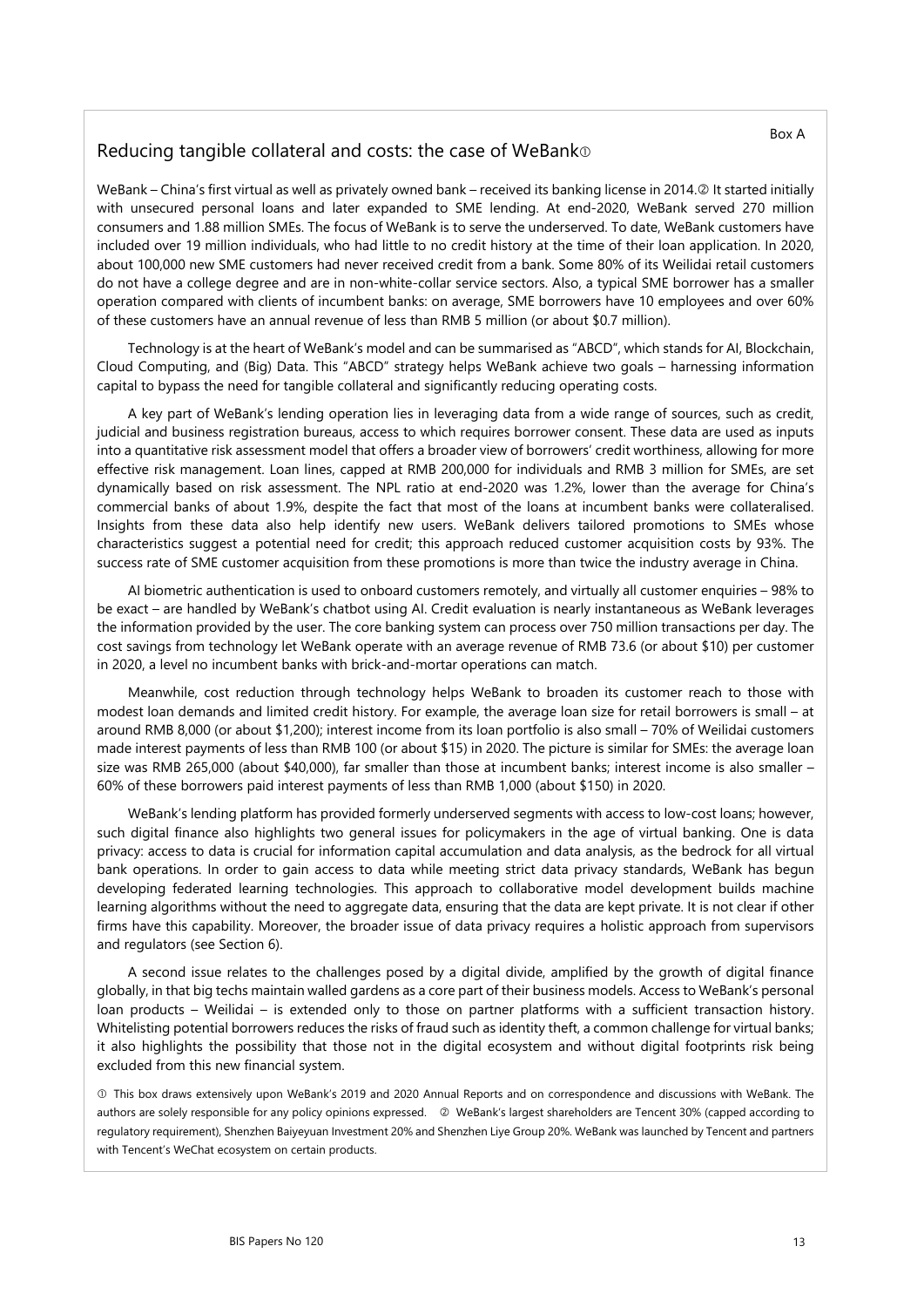Box A

## Reducing tangible collateral and costs: the case of WeBank[①]

WeBank – China's first virtual as well as privately owned bank – received its banking license in 2014.[②] It started initially with unsecured personal loans and later expanded to SME lending. At end-2020, WeBank served 270 million consumers and 1.88 million SMEs. The focus of WeBank is to serve the underserved. To date, WeBank customers have included over 19 million individuals, who had little to no credit history at the time of their loan application. In 2020, about 100,000 new SME customers had never received credit from a bank. Some 80% of its Weilidai retail customers do not have a college degree and are in non-white-collar service sectors. Also, a typical SME borrower has a smaller operation compared with clients of incumbent banks: on average, SME borrowers have 10 employees and over 60% of these customers have an annual revenue of less than RMB 5 million (or about $0.7 million).

Technology is at the heart of WeBank's model and can be summarised as "ABCD", which stands for AI, Blockchain, Cloud Computing, and (Big) Data. This "ABCD" strategy helps WeBank achieve two goals – harnessing information capital to bypass the need for tangible collateral and significantly reducing operating costs.

A key part of WeBank's lending operation lies in leveraging data from a wide range of sources, such as credit, judicial and business registration bureaus, access to which requires borrower consent. These data are used as inputs into a quantitative risk assessment model that offers a broader view of borrowers' credit worthiness, allowing for more effective risk management. Loan lines, capped at RMB 200,000 for individuals and RMB 3 million for SMEs, are set dynamically based on risk assessment. The NPL ratio at end-2020 was 1.2%, lower than the average for China's commercial banks of about 1.9%, despite the fact that most of the loans at incumbent banks were collateralised. Insights from these data also help identify new users. WeBank delivers tailored promotions to SMEs whose characteristics suggest a potential need for credit; this approach reduced customer acquisition costs by 93%. The success rate of SME customer acquisition from these promotions is more than twice the industry average in China.

AI biometric authentication is used to onboard customers remotely, and virtually all customer enquiries – 98% to be exact – are handled by WeBank's chatbot using AI. Credit evaluation is nearly instantaneous as WeBank leverages the information provided by the user. The core banking system can process over 750 million transactions per day. The cost savings from technology let WeBank operate with an average revenue of RMB 73.6 (or about $10) per customer in 2020, a level no incumbent banks with brick-and-mortar operations can match.

Meanwhile, cost reduction through technology helps WeBank to broaden its customer reach to those with modest loan demands and limited credit history. For example, the average loan size for retail borrowers is small – at around RMB 8,000 (or about $1,200); interest income from its loan portfolio is also small – 70% of Weilidai customers made interest payments of less than RMB 100 (or about $15) in 2020. The picture is similar for SMEs: the average loan size was RMB 265,000 (about $40,000), far smaller than those at incumbent banks; interest income is also smaller – 60% of these borrowers paid interest payments of less than RMB 1,000 (about $150) in 2020.

WeBank's lending platform has provided formerly underserved segments with access to low-cost loans; however, such digital finance also highlights two general issues for policymakers in the age of virtual banking. One is data privacy: access to data is crucial for information capital accumulation and data analysis, as the bedrock for all virtual bank operations. In order to gain access to data while meeting strict data privacy standards, WeBank has begun developing federated learning technologies. This approach to collaborative model development builds machine learning algorithms without the need to aggregate data, ensuring that the data are kept private. It is not clear if other firms have this capability. Moreover, the broader issue of data privacy requires a holistic approach from supervisors and regulators (see Section 6).

A second issue relates to the challenges posed by a digital divide, amplified by the growth of digital finance globally, in that big techs maintain walled gardens as a core part of their business models. Access to WeBank's personal loan products – Weilidai – is extended only to those on partner platforms with a sufficient transaction history. Whitelisting potential borrowers reduces the risks of fraud such as identity theft, a common challenge for virtual banks; it also highlights the possibility that those not in the digital ecosystem and without digital footprints risk being excluded from this new financial system.

① This box draws extensively upon WeBank's 2019 and 2020 Annual Reports and on correspondence and discussions with WeBank. The authors are solely responsible for any policy opinions expressed. ② WeBank's largest shareholders are Tencent 30% (capped according to regulatory requirement), Shenzhen Baiyeyuan Investment 20% and Shenzhen Liye Group 20%. WeBank was launched by Tencent and partners with Tencent's WeChat ecosystem on certain products.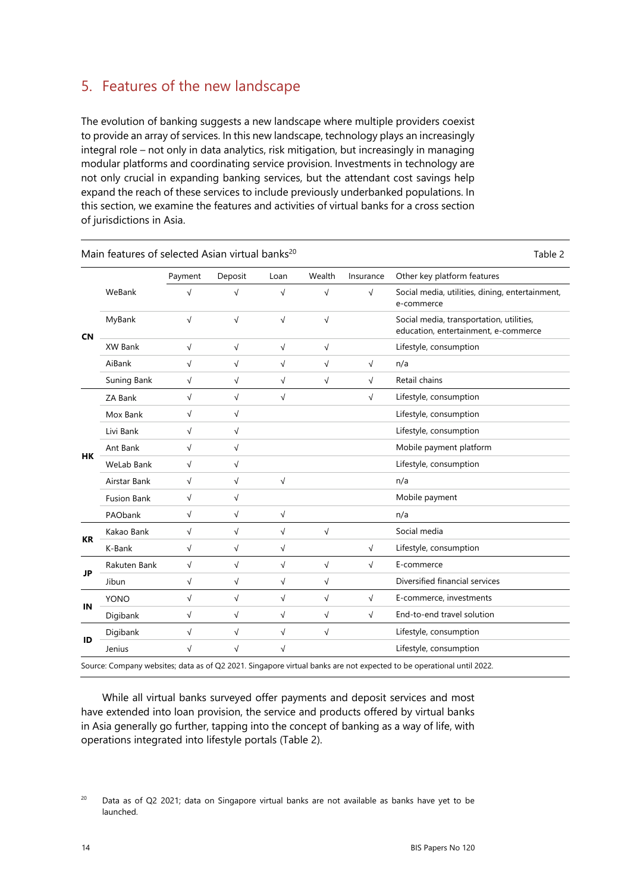## 5. Features of the new landscape

The evolution of banking suggests a new landscape where multiple providers coexist to provide an array of services. In this new landscape, technology plays an increasingly integral role – not only in data analytics, risk mitigation, but increasingly in managing modular platforms and coordinating service provision. Investments in technology are not only crucial in expanding banking services, but the attendant cost savings help expand the reach of these services to include previously underbanked populations. In this section, we examine the features and activities of virtual banks for a cross section of jurisdictions in Asia.

Main features of selected Asian virtual banks[20] — Table 2

| | | Payment | Deposit | Loan | Wealth | Insurance | Other key platform features |
|---|---|---|---|---|---|---|---|
| CN | WeBank | √ | √ | √ | √ | √ | Social media, utilities, dining, entertainment, e-commerce |
| | MyBank | √ | √ | √ | √ | | Social media, transportation, utilities, education, entertainment, e-commerce |
| | XW Bank | √ | √ | √ | √ | | Lifestyle, consumption |
| | AiBank | √ | √ | √ | √ | √ | n/a |
| | Suning Bank | √ | √ | √ | √ | √ | Retail chains |
| HK | ZA Bank | √ | √ | √ | | √ | Lifestyle, consumption |
| | Mox Bank | √ | √ | | | | Lifestyle, consumption |
| | Livi Bank | √ | √ | | | | Lifestyle, consumption |
| | Ant Bank | √ | √ | | | | Mobile payment platform |
| | WeLab Bank | √ | √ | | | | Lifestyle, consumption |
| | Airstar Bank | √ | √ | √ | | | n/a |
| | Fusion Bank | √ | √ | | | | Mobile payment |
| | PAObank | √ | √ | √ | | | n/a |
| KR | Kakao Bank | √ | √ | √ | √ | | Social media |
| | K-Bank | √ | √ | √ | | √ | Lifestyle, consumption |
| JP | Rakuten Bank | √ | √ | √ | √ | √ | E-commerce |
| | Jibun | √ | √ | √ | √ | | Diversified financial services |
| IN | YONO | √ | √ | √ | √ | √ | E-commerce, investments |
| | Digibank | √ | √ | √ | √ | √ | End-to-end travel solution |
| ID | Digibank | √ | √ | √ | √ | | Lifestyle, consumption |
| | Jenius | √ | √ | √ | | | Lifestyle, consumption |

Source: Company websites; data as of Q2 2021. Singapore virtual banks are not expected to be operational until 2022.

While all virtual banks surveyed offer payments and deposit services and most have extended into loan provision, the service and products offered by virtual banks in Asia generally go further, tapping into the concept of banking as a way of life, with operations integrated into lifestyle portals (Table 2).

[20] Data as of Q2 2021; data on Singapore virtual banks are not available as banks have yet to be launched.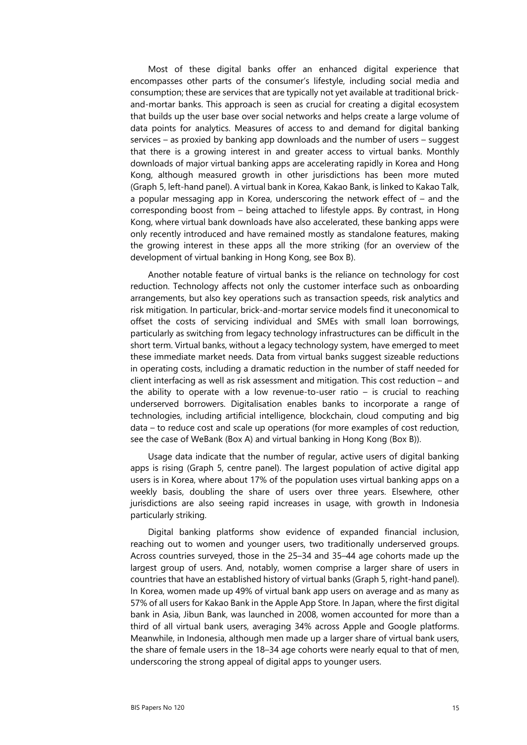Most of these digital banks offer an enhanced digital experience that encompasses other parts of the consumer's lifestyle, including social media and consumption; these are services that are typically not yet available at traditional brick-and-mortar banks. This approach is seen as crucial for creating a digital ecosystem that builds up the user base over social networks and helps create a large volume of data points for analytics. Measures of access to and demand for digital banking services – as proxied by banking app downloads and the number of users – suggest that there is a growing interest in and greater access to virtual banks. Monthly downloads of major virtual banking apps are accelerating rapidly in Korea and Hong Kong, although measured growth in other jurisdictions has been more muted (Graph 5, left-hand panel). A virtual bank in Korea, Kakao Bank, is linked to Kakao Talk, a popular messaging app in Korea, underscoring the network effect of – and the corresponding boost from – being attached to lifestyle apps. By contrast, in Hong Kong, where virtual bank downloads have also accelerated, these banking apps were only recently introduced and have remained mostly as standalone features, making the growing interest in these apps all the more striking (for an overview of the development of virtual banking in Hong Kong, see Box B).

Another notable feature of virtual banks is the reliance on technology for cost reduction. Technology affects not only the customer interface such as onboarding arrangements, but also key operations such as transaction speeds, risk analytics and risk mitigation. In particular, brick-and-mortar service models find it uneconomical to offset the costs of servicing individual and SMEs with small loan borrowings, particularly as switching from legacy technology infrastructures can be difficult in the short term. Virtual banks, without a legacy technology system, have emerged to meet these immediate market needs. Data from virtual banks suggest sizeable reductions in operating costs, including a dramatic reduction in the number of staff needed for client interfacing as well as risk assessment and mitigation. This cost reduction – and the ability to operate with a low revenue-to-user ratio – is crucial to reaching underserved borrowers. Digitalisation enables banks to incorporate a range of technologies, including artificial intelligence, blockchain, cloud computing and big data – to reduce cost and scale up operations (for more examples of cost reduction, see the case of WeBank (Box A) and virtual banking in Hong Kong (Box B)).

Usage data indicate that the number of regular, active users of digital banking apps is rising (Graph 5, centre panel). The largest population of active digital app users is in Korea, where about 17% of the population uses virtual banking apps on a weekly basis, doubling the share of users over three years. Elsewhere, other jurisdictions are also seeing rapid increases in usage, with growth in Indonesia particularly striking.

Digital banking platforms show evidence of expanded financial inclusion, reaching out to women and younger users, two traditionally underserved groups. Across countries surveyed, those in the 25–34 and 35–44 age cohorts made up the largest group of users. And, notably, women comprise a larger share of users in countries that have an established history of virtual banks (Graph 5, right-hand panel). In Korea, women made up 49% of virtual bank app users on average and as many as 57% of all users for Kakao Bank in the Apple App Store. In Japan, where the first digital bank in Asia, Jibun Bank, was launched in 2008, women accounted for more than a third of all virtual bank users, averaging 34% across Apple and Google platforms. Meanwhile, in Indonesia, although men made up a larger share of virtual bank users, the share of female users in the 18–34 age cohorts were nearly equal to that of men, underscoring the strong appeal of digital apps to younger users.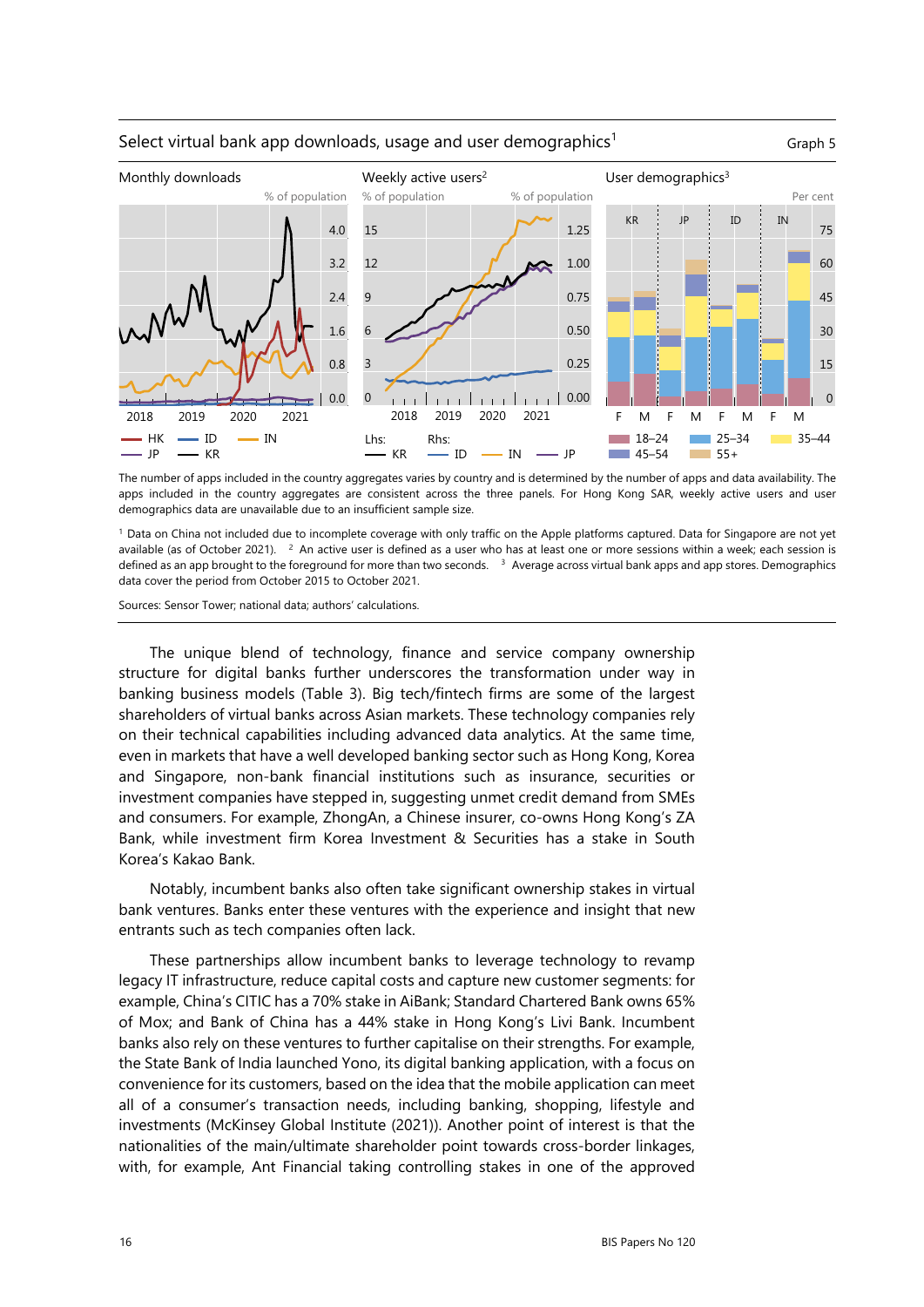Select virtual bank app downloads, usage and user demographics[1] — Graph 5

Monthly downloads — % of population

Weekly active users[2] — % of population (Lhs: KR; Rhs: ID, IN, JP)

User demographics[3] — Per cent

The number of apps included in the country aggregates varies by country and is determined by the number of apps and data availability. The apps included in the country aggregates are consistent across the three panels. For Hong Kong SAR, weekly active users and user demographics data are unavailable due to an insufficient sample size.

[1] Data on China not included due to incomplete coverage with only traffic on the Apple platforms captured. Data for Singapore are not yet available (as of October 2021). [2] An active user is defined as a user who has at least one or more sessions within a week; each session is defined as an app brought to the foreground for more than two seconds. [3] Average across virtual bank apps and app stores. Demographics data cover the period from October 2015 to October 2021.

Sources: Sensor Tower; national data; authors' calculations.

The unique blend of technology, finance and service company ownership structure for digital banks further underscores the transformation under way in banking business models (Table 3). Big tech/fintech firms are some of the largest shareholders of virtual banks across Asian markets. These technology companies rely on their technical capabilities including advanced data analytics. At the same time, even in markets that have a well developed banking sector such as Hong Kong, Korea and Singapore, non-bank financial institutions such as insurance, securities or investment companies have stepped in, suggesting unmet credit demand from SMEs and consumers. For example, ZhongAn, a Chinese insurer, co-owns Hong Kong's ZA Bank, while investment firm Korea Investment & Securities has a stake in South Korea's Kakao Bank.

Notably, incumbent banks also often take significant ownership stakes in virtual bank ventures. Banks enter these ventures with the experience and insight that new entrants such as tech companies often lack.

These partnerships allow incumbent banks to leverage technology to revamp legacy IT infrastructure, reduce capital costs and capture new customer segments: for example, China's CITIC has a 70% stake in AiBank; Standard Chartered Bank owns 65% of Mox; and Bank of China has a 44% stake in Hong Kong's Livi Bank. Incumbent banks also rely on these ventures to further capitalise on their strengths. For example, the State Bank of India launched Yono, its digital banking application, with a focus on convenience for its customers, based on the idea that the mobile application can meet all of a consumer's transaction needs, including banking, shopping, lifestyle and investments (McKinsey Global Institute (2021)). Another point of interest is that the nationalities of the main/ultimate shareholder point towards cross-border linkages, with, for example, Ant Financial taking controlling stakes in one of the approved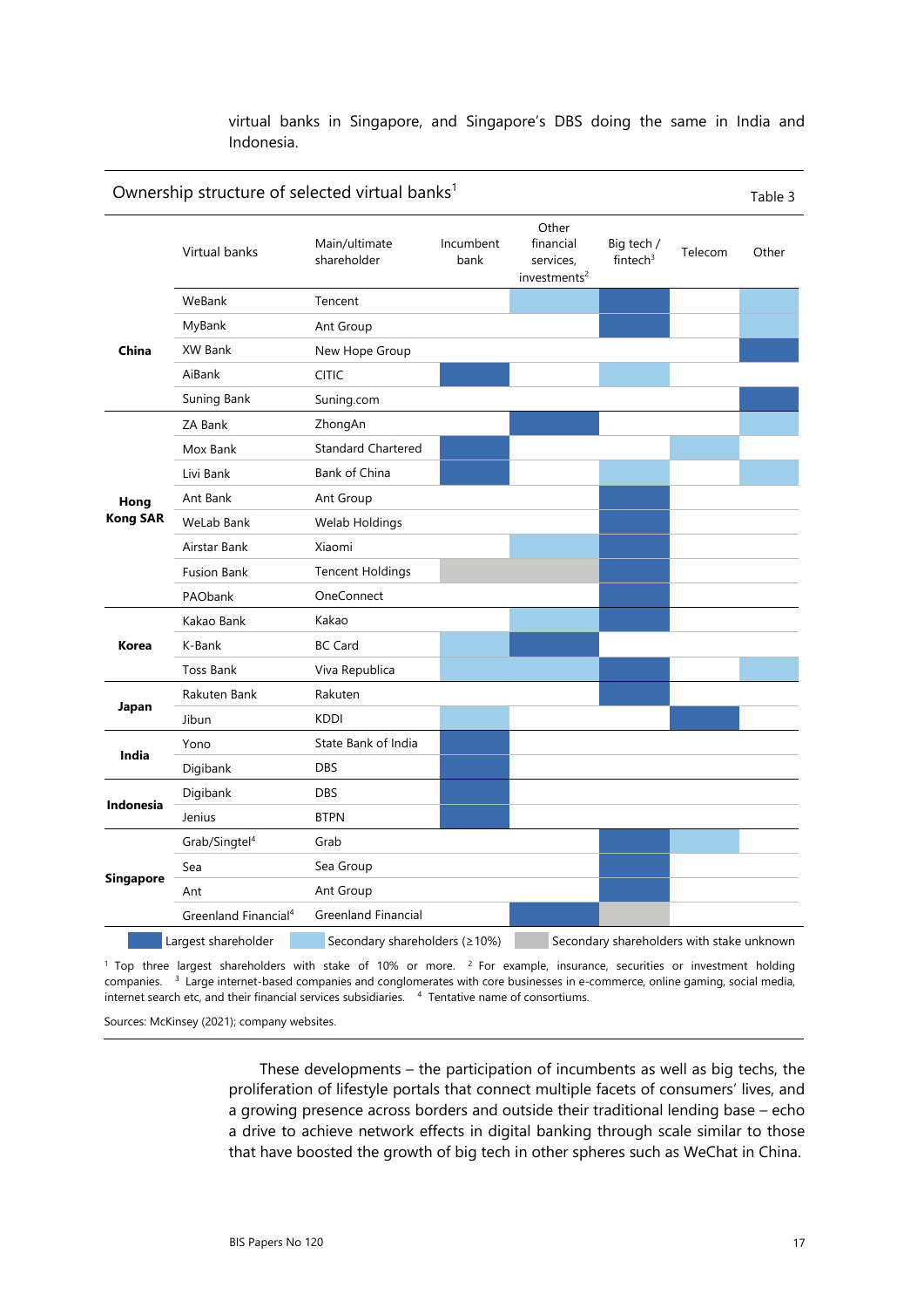virtual banks in Singapore, and Singapore's DBS doing the same in India and Indonesia.

**Ownership structure of selected virtual banks**[1] — Table 3

| | Virtual banks | Main/ultimate shareholder | Incumbent bank | Other financial services, investments[2] | Big tech / fintech[3] | Telecom | Other |
|---|---|---|---|---|---|---|---|
| **China** | WeBank | Tencent | | Secondary (≥10%) | Largest | | Secondary (≥10%) |
| | MyBank | Ant Group | | | Largest | | Secondary (≥10%) |
| | XW Bank | New Hope Group | | | | | Largest |
| | AiBank | CITIC | Largest | | Secondary (≥10%) | | |
| | Suning Bank | Suning.com | | | | | Largest |
| **Hong Kong SAR** | ZA Bank | ZhongAn | | Largest | | | Secondary (≥10%) |
| | Mox Bank | Standard Chartered | Largest | | | Secondary (≥10%) | |
| | Livi Bank | Bank of China | Largest | | Secondary (≥10%) | | Secondary (≥10%) |
| | Ant Bank | Ant Group | | | Largest | | |
| | WeLab Bank | Welab Holdings | | | Largest | | |
| | Airstar Bank | Xiaomi | | Secondary (≥10%) | Largest | | |
| | Fusion Bank | Tencent Holdings | Secondary (stake unknown) | Secondary (stake unknown) | Largest | | |
| | PAObank | OneConnect | | | Largest | | |
| **Korea** | Kakao Bank | Kakao | | Secondary (≥10%) | Largest | | |
| | K-Bank | BC Card | Secondary (≥10%) | Largest | | | |
| | Toss Bank | Viva Republica | Secondary (≥10%) | Secondary (≥10%) | Largest | | Secondary (≥10%) |
| **Japan** | Rakuten Bank | Rakuten | | | Largest | | |
| | Jibun | KDDI | Secondary (≥10%) | | | Largest | |
| **India** | Yono | State Bank of India | Largest | | | | |
| | Digibank | DBS | Largest | | | | |
| **Indonesia** | Digibank | DBS | Largest | | | | |
| | Jenius | BTPN | Largest | | | | |
| **Singapore** | Grab/Singtel[4] | Grab | | | Largest | Secondary (≥10%) | |
| | Sea | Sea Group | | | Largest | | |
| | Ant | Ant Group | | | Largest | | |
| | Greenland Financial[4] | Greenland Financial | | Largest | Secondary (stake unknown) | | |

Legend: Largest shareholder; Secondary shareholders (≥10%); Secondary shareholders with stake unknown

[1] Top three largest shareholders with stake of 10% or more. [2] For example, insurance, securities or investment holding companies. [3] Large internet-based companies and conglomerates with core businesses in e-commerce, online gaming, social media, internet search etc, and their financial services subsidiaries. [4] Tentative name of consortiums.

Sources: McKinsey (2021); company websites.

These developments – the participation of incumbents as well as big techs, the proliferation of lifestyle portals that connect multiple facets of consumers' lives, and a growing presence across borders and outside their traditional lending base – echo a drive to achieve network effects in digital banking through scale similar to those that have boosted the growth of big tech in other spheres such as WeChat in China.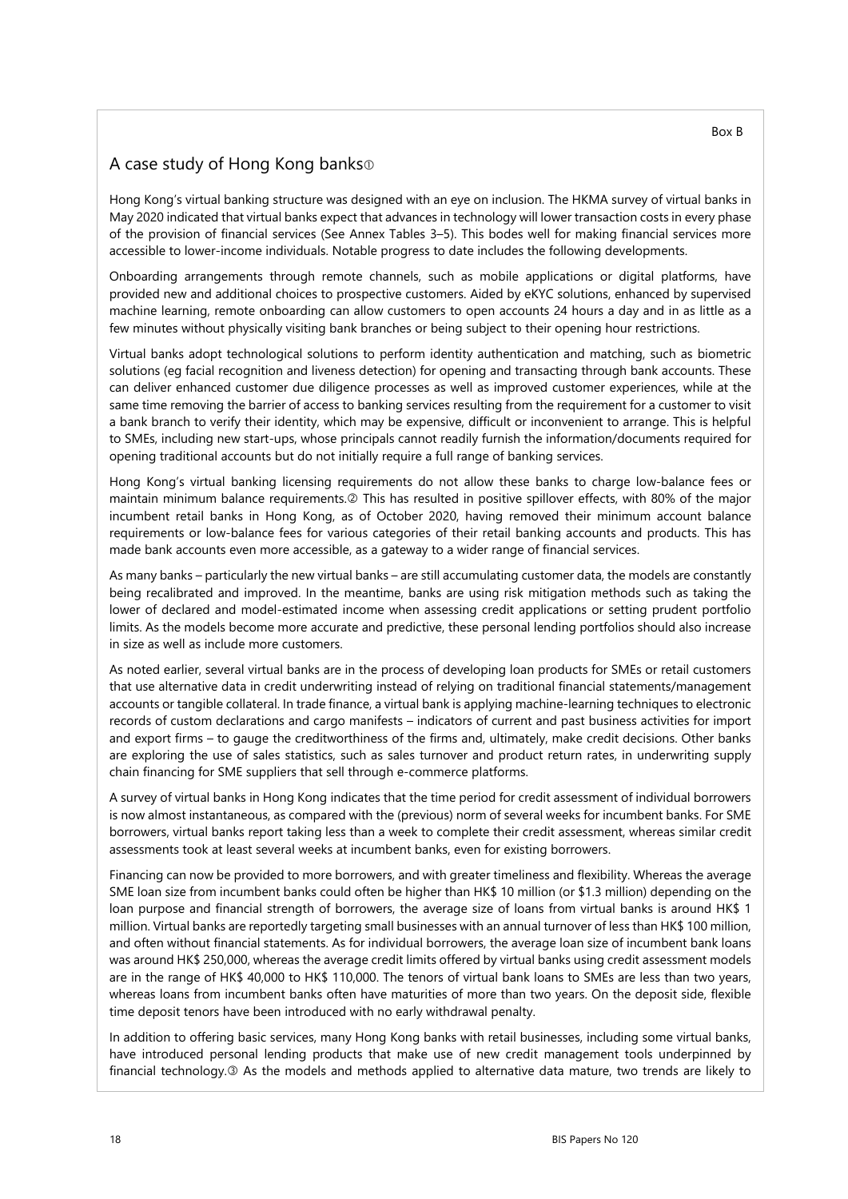Box B

## A case study of Hong Kong banks①

Hong Kong's virtual banking structure was designed with an eye on inclusion. The HKMA survey of virtual banks in May 2020 indicated that virtual banks expect that advances in technology will lower transaction costs in every phase of the provision of financial services (See Annex Tables 3–5). This bodes well for making financial services more accessible to lower-income individuals. Notable progress to date includes the following developments.

Onboarding arrangements through remote channels, such as mobile applications or digital platforms, have provided new and additional choices to prospective customers. Aided by eKYC solutions, enhanced by supervised machine learning, remote onboarding can allow customers to open accounts 24 hours a day and in as little as a few minutes without physically visiting bank branches or being subject to their opening hour restrictions.

Virtual banks adopt technological solutions to perform identity authentication and matching, such as biometric solutions (eg facial recognition and liveness detection) for opening and transacting through bank accounts. These can deliver enhanced customer due diligence processes as well as improved customer experiences, while at the same time removing the barrier of access to banking services resulting from the requirement for a customer to visit a bank branch to verify their identity, which may be expensive, difficult or inconvenient to arrange. This is helpful to SMEs, including new start-ups, whose principals cannot readily furnish the information/documents required for opening traditional accounts but do not initially require a full range of banking services.

Hong Kong's virtual banking licensing requirements do not allow these banks to charge low-balance fees or maintain minimum balance requirements.② This has resulted in positive spillover effects, with 80% of the major incumbent retail banks in Hong Kong, as of October 2020, having removed their minimum account balance requirements or low-balance fees for various categories of their retail banking accounts and products. This has made bank accounts even more accessible, as a gateway to a wider range of financial services.

As many banks – particularly the new virtual banks – are still accumulating customer data, the models are constantly being recalibrated and improved. In the meantime, banks are using risk mitigation methods such as taking the lower of declared and model-estimated income when assessing credit applications or setting prudent portfolio limits. As the models become more accurate and predictive, these personal lending portfolios should also increase in size as well as include more customers.

As noted earlier, several virtual banks are in the process of developing loan products for SMEs or retail customers that use alternative data in credit underwriting instead of relying on traditional financial statements/management accounts or tangible collateral. In trade finance, a virtual bank is applying machine-learning techniques to electronic records of custom declarations and cargo manifests – indicators of current and past business activities for import and export firms – to gauge the creditworthiness of the firms and, ultimately, make credit decisions. Other banks are exploring the use of sales statistics, such as sales turnover and product return rates, in underwriting supply chain financing for SME suppliers that sell through e-commerce platforms.

A survey of virtual banks in Hong Kong indicates that the time period for credit assessment of individual borrowers is now almost instantaneous, as compared with the (previous) norm of several weeks for incumbent banks. For SME borrowers, virtual banks report taking less than a week to complete their credit assessment, whereas similar credit assessments took at least several weeks at incumbent banks, even for existing borrowers.

Financing can now be provided to more borrowers, and with greater timeliness and flexibility. Whereas the average SME loan size from incumbent banks could often be higher than HK$ 10 million (or $1.3 million) depending on the loan purpose and financial strength of borrowers, the average size of loans from virtual banks is around HK$ 1 million. Virtual banks are reportedly targeting small businesses with an annual turnover of less than HK$ 100 million, and often without financial statements. As for individual borrowers, the average loan size of incumbent bank loans was around HK$ 250,000, whereas the average credit limits offered by virtual banks using credit assessment models are in the range of HK$ 40,000 to HK$ 110,000. The tenors of virtual bank loans to SMEs are less than two years, whereas loans from incumbent banks often have maturities of more than two years. On the deposit side, flexible time deposit tenors have been introduced with no early withdrawal penalty.

In addition to offering basic services, many Hong Kong banks with retail businesses, including some virtual banks, have introduced personal lending products that make use of new credit management tools underpinned by financial technology.③ As the models and methods applied to alternative data mature, two trends are likely to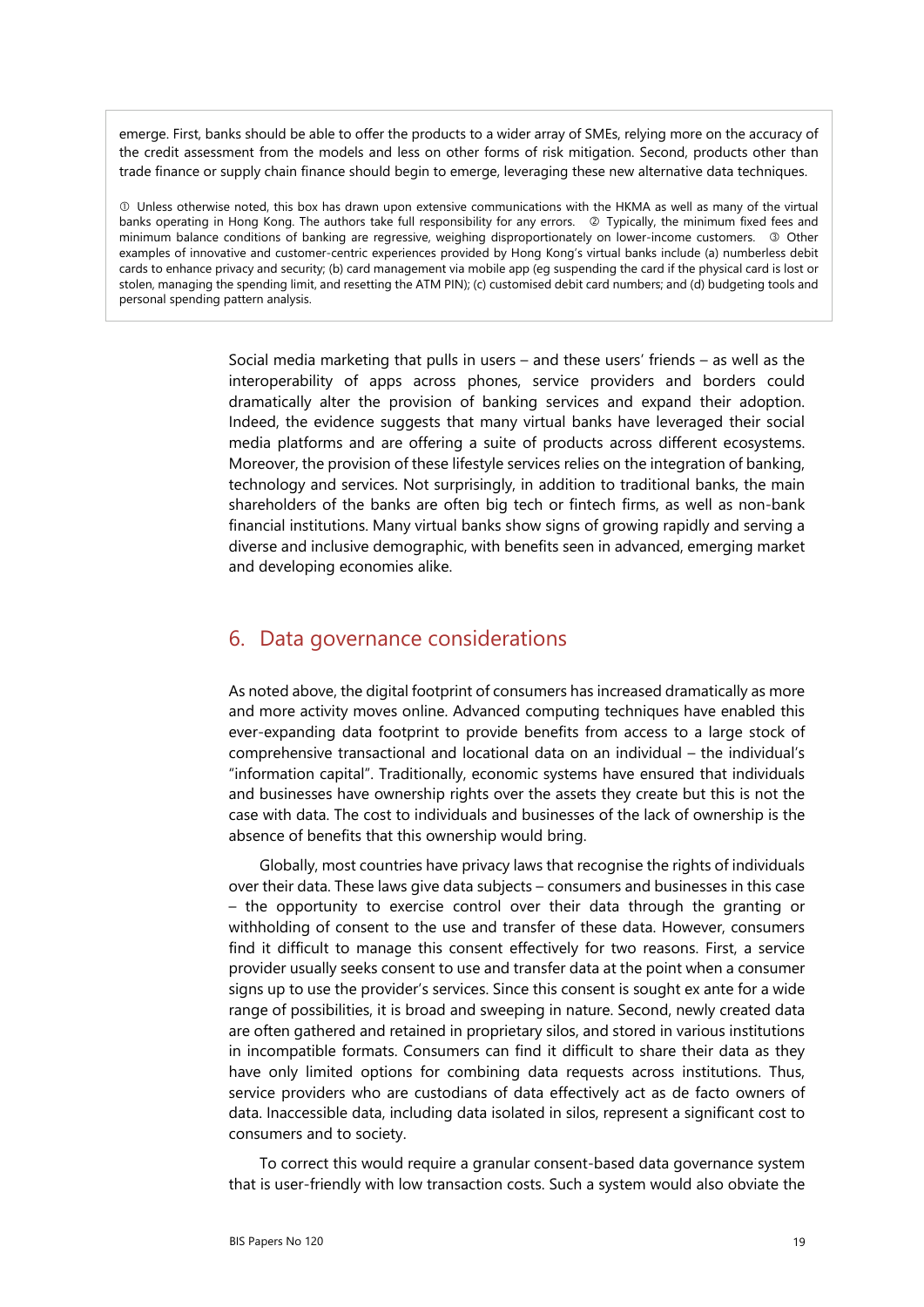emerge. First, banks should be able to offer the products to a wider array of SMEs, relying more on the accuracy of the credit assessment from the models and less on other forms of risk mitigation. Second, products other than trade finance or supply chain finance should begin to emerge, leveraging these new alternative data techniques.

① Unless otherwise noted, this box has drawn upon extensive communications with the HKMA as well as many of the virtual banks operating in Hong Kong. The authors take full responsibility for any errors. ② Typically, the minimum fixed fees and minimum balance conditions of banking are regressive, weighing disproportionately on lower-income customers. ③ Other examples of innovative and customer-centric experiences provided by Hong Kong's virtual banks include (a) numberless debit cards to enhance privacy and security; (b) card management via mobile app (eg suspending the card if the physical card is lost or stolen, managing the spending limit, and resetting the ATM PIN); (c) customised debit card numbers; and (d) budgeting tools and personal spending pattern analysis.

Social media marketing that pulls in users – and these users' friends – as well as the interoperability of apps across phones, service providers and borders could dramatically alter the provision of banking services and expand their adoption. Indeed, the evidence suggests that many virtual banks have leveraged their social media platforms and are offering a suite of products across different ecosystems. Moreover, the provision of these lifestyle services relies on the integration of banking, technology and services. Not surprisingly, in addition to traditional banks, the main shareholders of the banks are often big tech or fintech firms, as well as non-bank financial institutions. Many virtual banks show signs of growing rapidly and serving a diverse and inclusive demographic, with benefits seen in advanced, emerging market and developing economies alike.

## 6. Data governance considerations

As noted above, the digital footprint of consumers has increased dramatically as more and more activity moves online. Advanced computing techniques have enabled this ever-expanding data footprint to provide benefits from access to a large stock of comprehensive transactional and locational data on an individual – the individual's "information capital". Traditionally, economic systems have ensured that individuals and businesses have ownership rights over the assets they create but this is not the case with data. The cost to individuals and businesses of the lack of ownership is the absence of benefits that this ownership would bring.

Globally, most countries have privacy laws that recognise the rights of individuals over their data. These laws give data subjects – consumers and businesses in this case – the opportunity to exercise control over their data through the granting or withholding of consent to the use and transfer of these data. However, consumers find it difficult to manage this consent effectively for two reasons. First, a service provider usually seeks consent to use and transfer data at the point when a consumer signs up to use the provider's services. Since this consent is sought ex ante for a wide range of possibilities, it is broad and sweeping in nature. Second, newly created data are often gathered and retained in proprietary silos, and stored in various institutions in incompatible formats. Consumers can find it difficult to share their data as they have only limited options for combining data requests across institutions. Thus, service providers who are custodians of data effectively act as de facto owners of data. Inaccessible data, including data isolated in silos, represent a significant cost to consumers and to society.

To correct this would require a granular consent-based data governance system that is user-friendly with low transaction costs. Such a system would also obviate the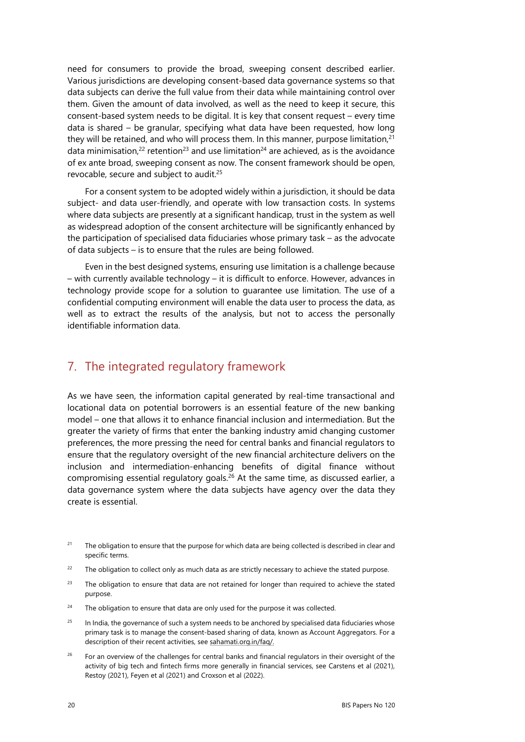need for consumers to provide the broad, sweeping consent described earlier. Various jurisdictions are developing consent-based data governance systems so that data subjects can derive the full value from their data while maintaining control over them. Given the amount of data involved, as well as the need to keep it secure, this consent-based system needs to be digital. It is key that consent request – every time data is shared – be granular, specifying what data have been requested, how long they will be retained, and who will process them. In this manner, purpose limitation,[21] data minimisation,[22] retention[23] and use limitation[24] are achieved, as is the avoidance of ex ante broad, sweeping consent as now. The consent framework should be open, revocable, secure and subject to audit.[25]

For a consent system to be adopted widely within a jurisdiction, it should be data subject- and data user-friendly, and operate with low transaction costs. In systems where data subjects are presently at a significant handicap, trust in the system as well as widespread adoption of the consent architecture will be significantly enhanced by the participation of specialised data fiduciaries whose primary task – as the advocate of data subjects – is to ensure that the rules are being followed.

Even in the best designed systems, ensuring use limitation is a challenge because – with currently available technology – it is difficult to enforce. However, advances in technology provide scope for a solution to guarantee use limitation. The use of a confidential computing environment will enable the data user to process the data, as well as to extract the results of the analysis, but not to access the personally identifiable information data.

## 7. The integrated regulatory framework

As we have seen, the information capital generated by real-time transactional and locational data on potential borrowers is an essential feature of the new banking model – one that allows it to enhance financial inclusion and intermediation. But the greater the variety of firms that enter the banking industry amid changing customer preferences, the more pressing the need for central banks and financial regulators to ensure that the regulatory oversight of the new financial architecture delivers on the inclusion and intermediation-enhancing benefits of digital finance without compromising essential regulatory goals.[26] At the same time, as discussed earlier, a data governance system where the data subjects have agency over the data they create is essential.

---

[21] The obligation to ensure that the purpose for which data are being collected is described in clear and specific terms.

[22] The obligation to collect only as much data as are strictly necessary to achieve the stated purpose.

[23] The obligation to ensure that data are not retained for longer than required to achieve the stated purpose.

[24] The obligation to ensure that data are only used for the purpose it was collected.

[25] In India, the governance of such a system needs to be anchored by specialised data fiduciaries whose primary task is to manage the consent-based sharing of data, known as Account Aggregators. For a description of their recent activities, see sahamati.org.in/faq/.

[26] For an overview of the challenges for central banks and financial regulators in their oversight of the activity of big tech and fintech firms more generally in financial services, see Carstens et al (2021), Restoy (2021), Feyen et al (2021) and Croxson et al (2022).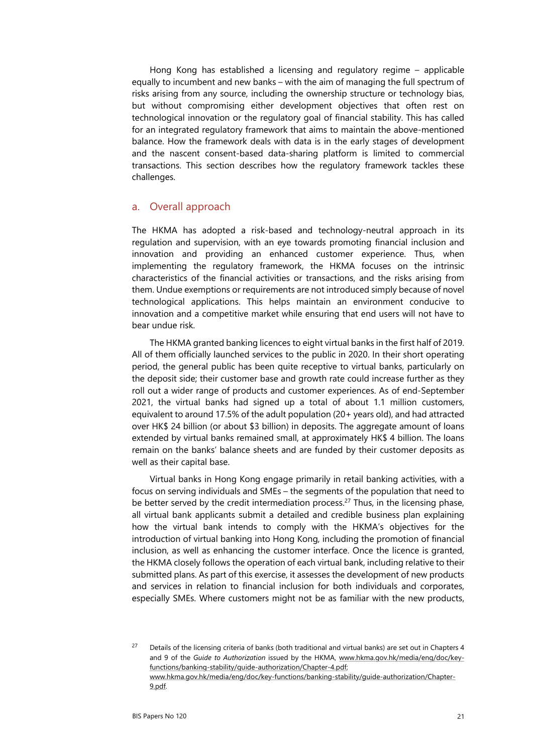Hong Kong has established a licensing and regulatory regime – applicable equally to incumbent and new banks – with the aim of managing the full spectrum of risks arising from any source, including the ownership structure or technology bias, but without compromising either development objectives that often rest on technological innovation or the regulatory goal of financial stability. This has called for an integrated regulatory framework that aims to maintain the above-mentioned balance. How the framework deals with data is in the early stages of development and the nascent consent-based data-sharing platform is limited to commercial transactions. This section describes how the regulatory framework tackles these challenges.

## a. Overall approach

The HKMA has adopted a risk-based and technology-neutral approach in its regulation and supervision, with an eye towards promoting financial inclusion and innovation and providing an enhanced customer experience. Thus, when implementing the regulatory framework, the HKMA focuses on the intrinsic characteristics of the financial activities or transactions, and the risks arising from them. Undue exemptions or requirements are not introduced simply because of novel technological applications. This helps maintain an environment conducive to innovation and a competitive market while ensuring that end users will not have to bear undue risk.

The HKMA granted banking licences to eight virtual banks in the first half of 2019. All of them officially launched services to the public in 2020. In their short operating period, the general public has been quite receptive to virtual banks, particularly on the deposit side; their customer base and growth rate could increase further as they roll out a wider range of products and customer experiences. As of end-September 2021, the virtual banks had signed up a total of about 1.1 million customers, equivalent to around 17.5% of the adult population (20+ years old), and had attracted over HK$ 24 billion (or about $3 billion) in deposits. The aggregate amount of loans extended by virtual banks remained small, at approximately HK$ 4 billion. The loans remain on the banks' balance sheets and are funded by their customer deposits as well as their capital base.

Virtual banks in Hong Kong engage primarily in retail banking activities, with a focus on serving individuals and SMEs – the segments of the population that need to be better served by the credit intermediation process.[27] Thus, in the licensing phase, all virtual bank applicants submit a detailed and credible business plan explaining how the virtual bank intends to comply with the HKMA's objectives for the introduction of virtual banking into Hong Kong, including the promotion of financial inclusion, as well as enhancing the customer interface. Once the licence is granted, the HKMA closely follows the operation of each virtual bank, including relative to their submitted plans. As part of this exercise, it assesses the development of new products and services in relation to financial inclusion for both individuals and corporates, especially SMEs. Where customers might not be as familiar with the new products,

[27] Details of the licensing criteria of banks (both traditional and virtual banks) are set out in Chapters 4 and 9 of the *Guide to Authorization* issued by the HKMA, www.hkma.gov.hk/media/eng/doc/key-functions/banking-stability/guide-authorization/Chapter-4.pdf; www.hkma.gov.hk/media/eng/doc/key-functions/banking-stability/guide-authorization/Chapter-9.pdf.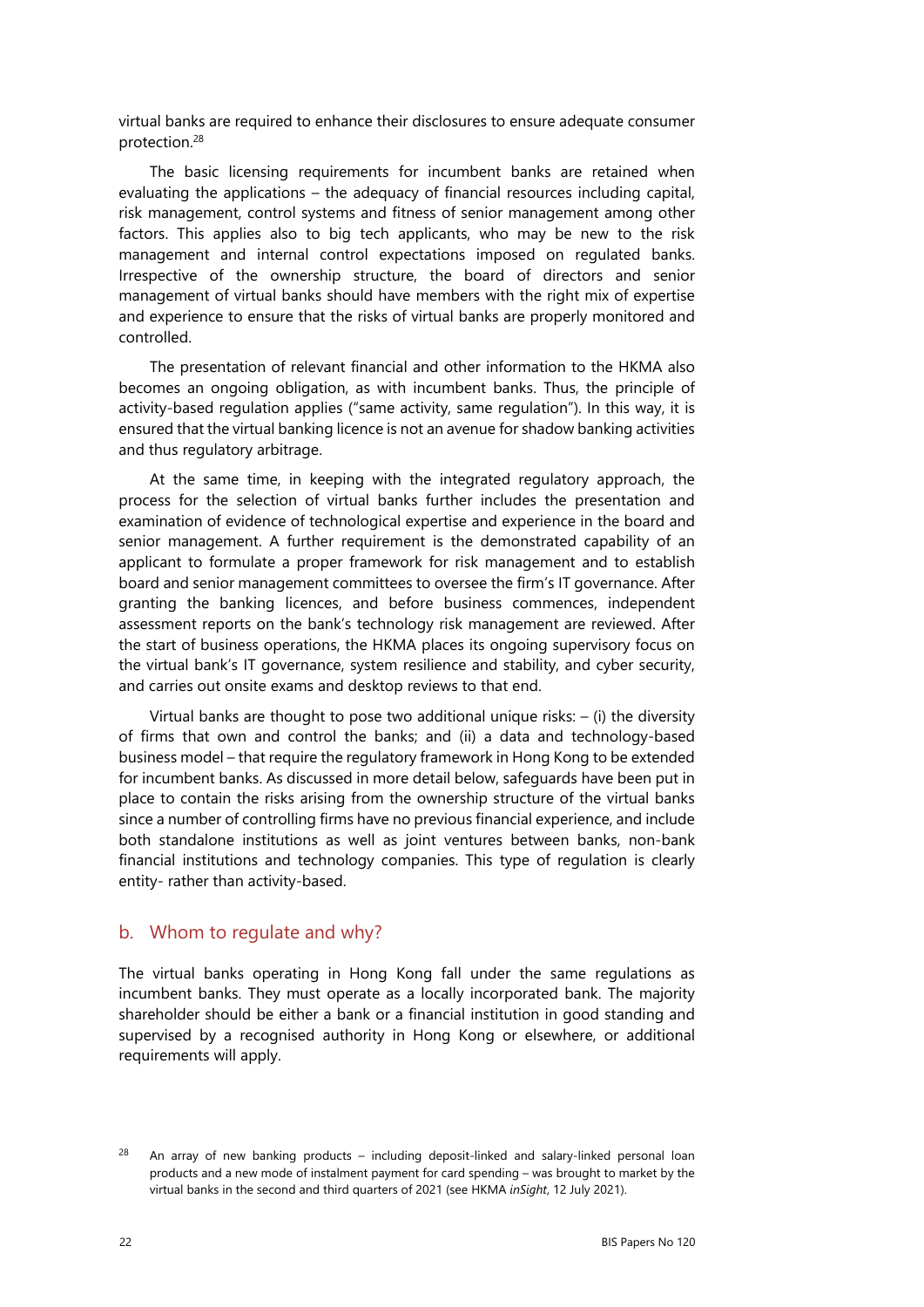virtual banks are required to enhance their disclosures to ensure adequate consumer protection.[28]

The basic licensing requirements for incumbent banks are retained when evaluating the applications – the adequacy of financial resources including capital, risk management, control systems and fitness of senior management among other factors. This applies also to big tech applicants, who may be new to the risk management and internal control expectations imposed on regulated banks. Irrespective of the ownership structure, the board of directors and senior management of virtual banks should have members with the right mix of expertise and experience to ensure that the risks of virtual banks are properly monitored and controlled.

The presentation of relevant financial and other information to the HKMA also becomes an ongoing obligation, as with incumbent banks. Thus, the principle of activity-based regulation applies ("same activity, same regulation"). In this way, it is ensured that the virtual banking licence is not an avenue for shadow banking activities and thus regulatory arbitrage.

At the same time, in keeping with the integrated regulatory approach, the process for the selection of virtual banks further includes the presentation and examination of evidence of technological expertise and experience in the board and senior management. A further requirement is the demonstrated capability of an applicant to formulate a proper framework for risk management and to establish board and senior management committees to oversee the firm's IT governance. After granting the banking licences, and before business commences, independent assessment reports on the bank's technology risk management are reviewed. After the start of business operations, the HKMA places its ongoing supervisory focus on the virtual bank's IT governance, system resilience and stability, and cyber security, and carries out onsite exams and desktop reviews to that end.

Virtual banks are thought to pose two additional unique risks: – (i) the diversity of firms that own and control the banks; and (ii) a data and technology-based business model – that require the regulatory framework in Hong Kong to be extended for incumbent banks. As discussed in more detail below, safeguards have been put in place to contain the risks arising from the ownership structure of the virtual banks since a number of controlling firms have no previous financial experience, and include both standalone institutions as well as joint ventures between banks, non-bank financial institutions and technology companies. This type of regulation is clearly entity- rather than activity-based.

## b. Whom to regulate and why?

The virtual banks operating in Hong Kong fall under the same regulations as incumbent banks. They must operate as a locally incorporated bank. The majority shareholder should be either a bank or a financial institution in good standing and supervised by a recognised authority in Hong Kong or elsewhere, or additional requirements will apply.

[28] An array of new banking products – including deposit-linked and salary-linked personal loan products and a new mode of instalment payment for card spending – was brought to market by the virtual banks in the second and third quarters of 2021 (see HKMA *inSight*, 12 July 2021).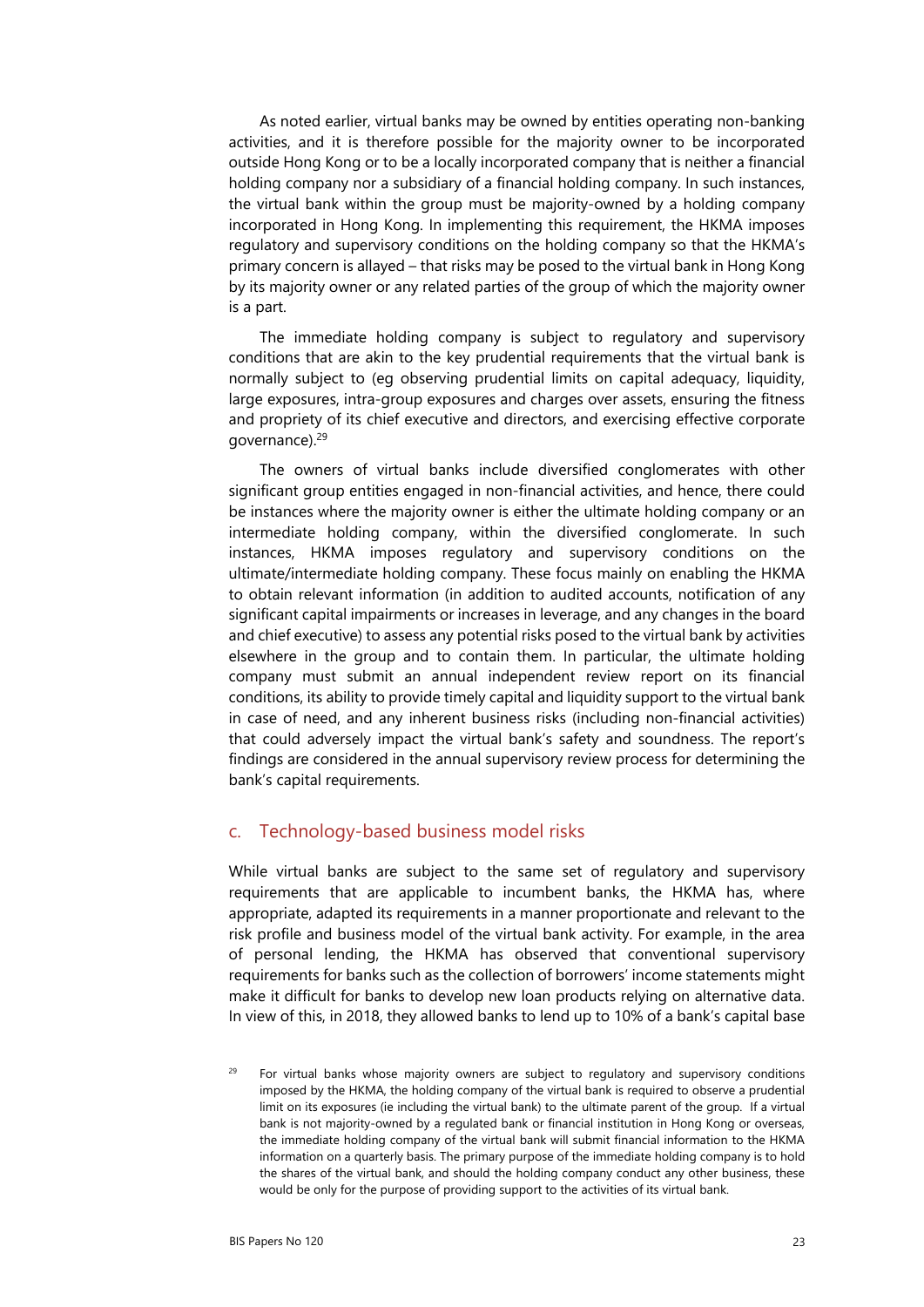As noted earlier, virtual banks may be owned by entities operating non-banking activities, and it is therefore possible for the majority owner to be incorporated outside Hong Kong or to be a locally incorporated company that is neither a financial holding company nor a subsidiary of a financial holding company. In such instances, the virtual bank within the group must be majority-owned by a holding company incorporated in Hong Kong. In implementing this requirement, the HKMA imposes regulatory and supervisory conditions on the holding company so that the HKMA's primary concern is allayed – that risks may be posed to the virtual bank in Hong Kong by its majority owner or any related parties of the group of which the majority owner is a part.

The immediate holding company is subject to regulatory and supervisory conditions that are akin to the key prudential requirements that the virtual bank is normally subject to (eg observing prudential limits on capital adequacy, liquidity, large exposures, intra-group exposures and charges over assets, ensuring the fitness and propriety of its chief executive and directors, and exercising effective corporate governance).[29]

The owners of virtual banks include diversified conglomerates with other significant group entities engaged in non-financial activities, and hence, there could be instances where the majority owner is either the ultimate holding company or an intermediate holding company, within the diversified conglomerate. In such instances, HKMA imposes regulatory and supervisory conditions on the ultimate/intermediate holding company. These focus mainly on enabling the HKMA to obtain relevant information (in addition to audited accounts, notification of any significant capital impairments or increases in leverage, and any changes in the board and chief executive) to assess any potential risks posed to the virtual bank by activities elsewhere in the group and to contain them. In particular, the ultimate holding company must submit an annual independent review report on its financial conditions, its ability to provide timely capital and liquidity support to the virtual bank in case of need, and any inherent business risks (including non-financial activities) that could adversely impact the virtual bank's safety and soundness. The report's findings are considered in the annual supervisory review process for determining the bank's capital requirements.

## c. Technology-based business model risks

While virtual banks are subject to the same set of regulatory and supervisory requirements that are applicable to incumbent banks, the HKMA has, where appropriate, adapted its requirements in a manner proportionate and relevant to the risk profile and business model of the virtual bank activity. For example, in the area of personal lending, the HKMA has observed that conventional supervisory requirements for banks such as the collection of borrowers' income statements might make it difficult for banks to develop new loan products relying on alternative data. In view of this, in 2018, they allowed banks to lend up to 10% of a bank's capital base

[29] For virtual banks whose majority owners are subject to regulatory and supervisory conditions imposed by the HKMA, the holding company of the virtual bank is required to observe a prudential limit on its exposures (ie including the virtual bank) to the ultimate parent of the group. If a virtual bank is not majority-owned by a regulated bank or financial institution in Hong Kong or overseas, the immediate holding company of the virtual bank will submit financial information to the HKMA information on a quarterly basis. The primary purpose of the immediate holding company is to hold the shares of the virtual bank, and should the holding company conduct any other business, these would be only for the purpose of providing support to the activities of its virtual bank.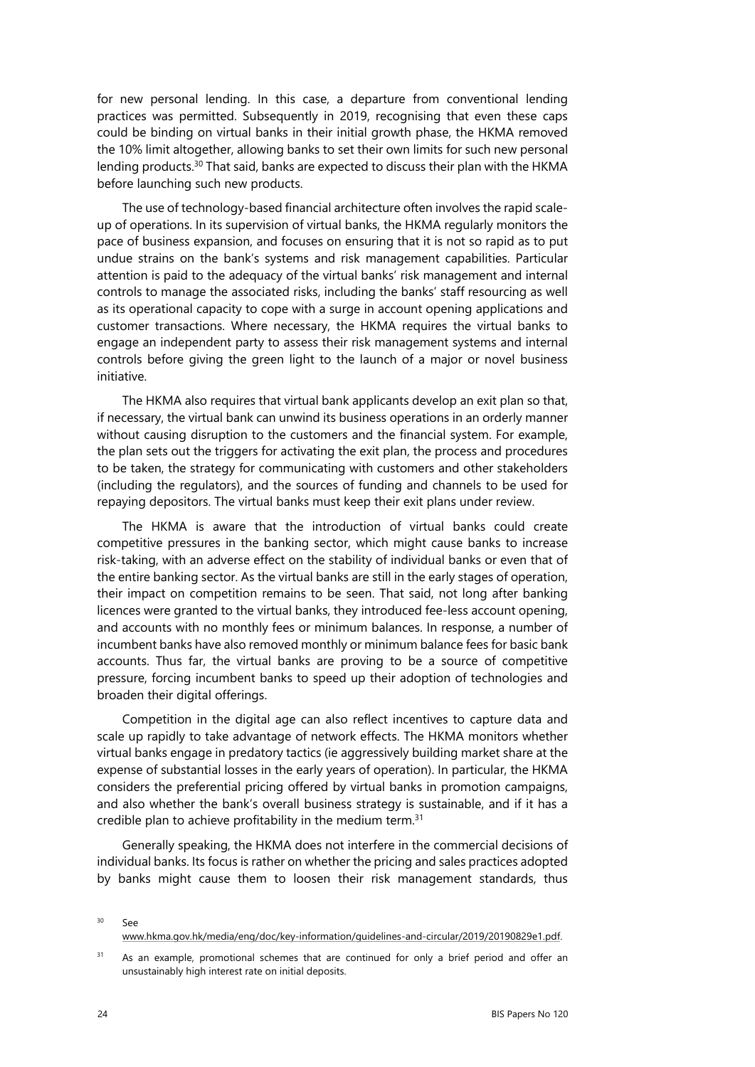for new personal lending. In this case, a departure from conventional lending practices was permitted. Subsequently in 2019, recognising that even these caps could be binding on virtual banks in their initial growth phase, the HKMA removed the 10% limit altogether, allowing banks to set their own limits for such new personal lending products.[30] That said, banks are expected to discuss their plan with the HKMA before launching such new products.

The use of technology-based financial architecture often involves the rapid scale-up of operations. In its supervision of virtual banks, the HKMA regularly monitors the pace of business expansion, and focuses on ensuring that it is not so rapid as to put undue strains on the bank's systems and risk management capabilities. Particular attention is paid to the adequacy of the virtual banks' risk management and internal controls to manage the associated risks, including the banks' staff resourcing as well as its operational capacity to cope with a surge in account opening applications and customer transactions. Where necessary, the HKMA requires the virtual banks to engage an independent party to assess their risk management systems and internal controls before giving the green light to the launch of a major or novel business initiative.

The HKMA also requires that virtual bank applicants develop an exit plan so that, if necessary, the virtual bank can unwind its business operations in an orderly manner without causing disruption to the customers and the financial system. For example, the plan sets out the triggers for activating the exit plan, the process and procedures to be taken, the strategy for communicating with customers and other stakeholders (including the regulators), and the sources of funding and channels to be used for repaying depositors. The virtual banks must keep their exit plans under review.

The HKMA is aware that the introduction of virtual banks could create competitive pressures in the banking sector, which might cause banks to increase risk-taking, with an adverse effect on the stability of individual banks or even that of the entire banking sector. As the virtual banks are still in the early stages of operation, their impact on competition remains to be seen. That said, not long after banking licences were granted to the virtual banks, they introduced fee-less account opening, and accounts with no monthly fees or minimum balances. In response, a number of incumbent banks have also removed monthly or minimum balance fees for basic bank accounts. Thus far, the virtual banks are proving to be a source of competitive pressure, forcing incumbent banks to speed up their adoption of technologies and broaden their digital offerings.

Competition in the digital age can also reflect incentives to capture data and scale up rapidly to take advantage of network effects. The HKMA monitors whether virtual banks engage in predatory tactics (ie aggressively building market share at the expense of substantial losses in the early years of operation). In particular, the HKMA considers the preferential pricing offered by virtual banks in promotion campaigns, and also whether the bank's overall business strategy is sustainable, and if it has a credible plan to achieve profitability in the medium term.[31]

Generally speaking, the HKMA does not interfere in the commercial decisions of individual banks. Its focus is rather on whether the pricing and sales practices adopted by banks might cause them to loosen their risk management standards, thus

[30] See www.hkma.gov.hk/media/eng/doc/key-information/guidelines-and-circular/2019/20190829e1.pdf.

[31] As an example, promotional schemes that are continued for only a brief period and offer an unsustainably high interest rate on initial deposits.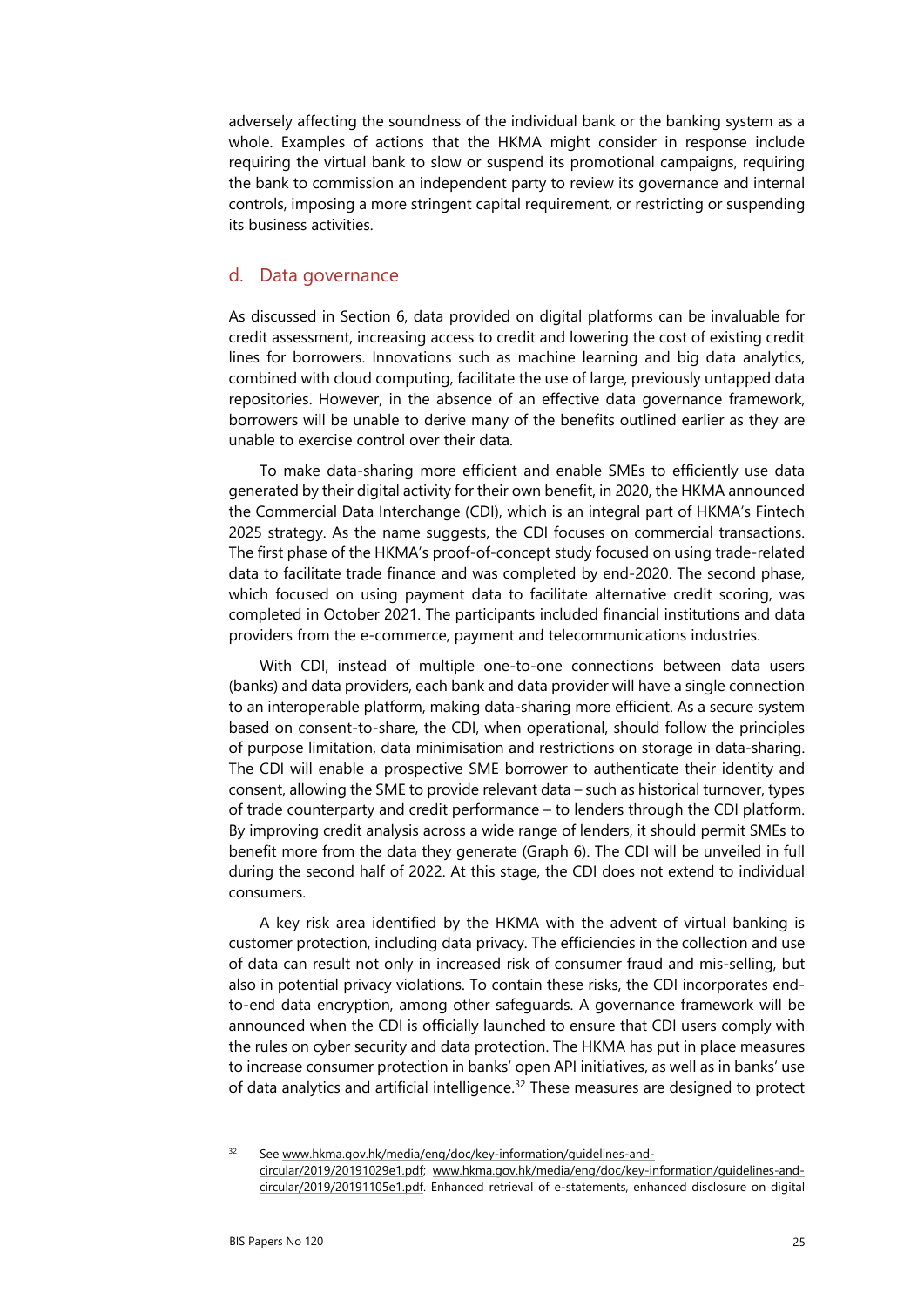adversely affecting the soundness of the individual bank or the banking system as a whole. Examples of actions that the HKMA might consider in response include requiring the virtual bank to slow or suspend its promotional campaigns, requiring the bank to commission an independent party to review its governance and internal controls, imposing a more stringent capital requirement, or restricting or suspending its business activities.

## d. Data governance

As discussed in Section 6, data provided on digital platforms can be invaluable for credit assessment, increasing access to credit and lowering the cost of existing credit lines for borrowers. Innovations such as machine learning and big data analytics, combined with cloud computing, facilitate the use of large, previously untapped data repositories. However, in the absence of an effective data governance framework, borrowers will be unable to derive many of the benefits outlined earlier as they are unable to exercise control over their data.

To make data-sharing more efficient and enable SMEs to efficiently use data generated by their digital activity for their own benefit, in 2020, the HKMA announced the Commercial Data Interchange (CDI), which is an integral part of HKMA's Fintech 2025 strategy. As the name suggests, the CDI focuses on commercial transactions. The first phase of the HKMA's proof-of-concept study focused on using trade-related data to facilitate trade finance and was completed by end-2020. The second phase, which focused on using payment data to facilitate alternative credit scoring, was completed in October 2021. The participants included financial institutions and data providers from the e-commerce, payment and telecommunications industries.

With CDI, instead of multiple one-to-one connections between data users (banks) and data providers, each bank and data provider will have a single connection to an interoperable platform, making data-sharing more efficient. As a secure system based on consent-to-share, the CDI, when operational, should follow the principles of purpose limitation, data minimisation and restrictions on storage in data-sharing. The CDI will enable a prospective SME borrower to authenticate their identity and consent, allowing the SME to provide relevant data – such as historical turnover, types of trade counterparty and credit performance – to lenders through the CDI platform. By improving credit analysis across a wide range of lenders, it should permit SMEs to benefit more from the data they generate (Graph 6). The CDI will be unveiled in full during the second half of 2022. At this stage, the CDI does not extend to individual consumers.

A key risk area identified by the HKMA with the advent of virtual banking is customer protection, including data privacy. The efficiencies in the collection and use of data can result not only in increased risk of consumer fraud and mis-selling, but also in potential privacy violations. To contain these risks, the CDI incorporates end-to-end data encryption, among other safeguards. A governance framework will be announced when the CDI is officially launched to ensure that CDI users comply with the rules on cyber security and data protection. The HKMA has put in place measures to increase consumer protection in banks' open API initiatives, as well as in banks' use of data analytics and artificial intelligence.[32] These measures are designed to protect

[32] See www.hkma.gov.hk/media/eng/doc/key-information/guidelines-and-circular/2019/20191029e1.pdf; www.hkma.gov.hk/media/eng/doc/key-information/guidelines-and-circular/2019/20191105e1.pdf. Enhanced retrieval of e-statements, enhanced disclosure on digital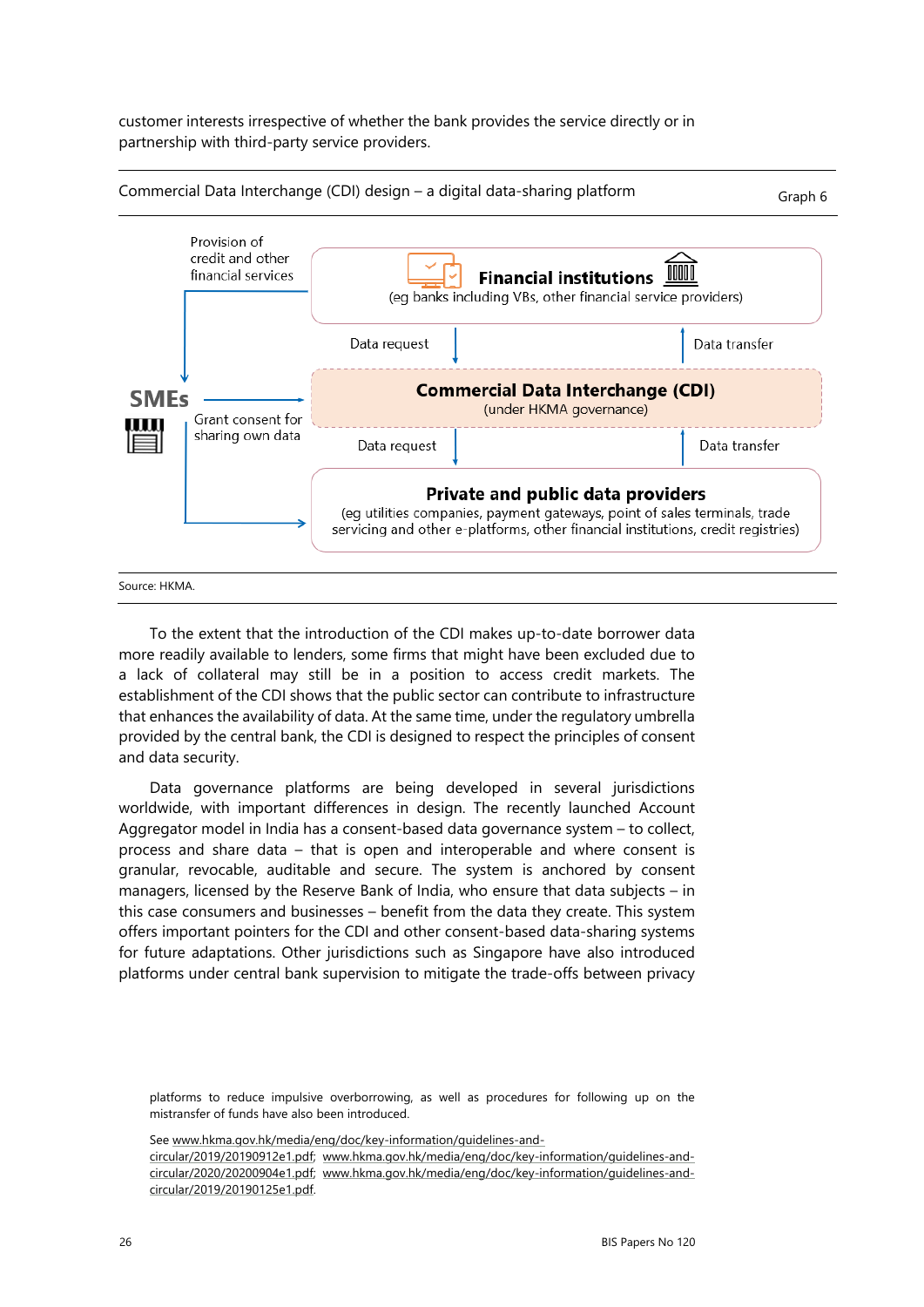customer interests irrespective of whether the bank provides the service directly or in partnership with third-party service providers.

Commercial Data Interchange (CDI) design – a digital data-sharing platform

Graph 6

Provision of credit and other financial services

**Financial institutions**
(eg banks including VBs, other financial service providers)

Data request | Data transfer

**SMEs**

Grant consent for sharing own data

**Commercial Data Interchange (CDI)**
(under HKMA governance)

Data request | Data transfer

**Private and public data providers**
(eg utilities companies, payment gateways, point of sales terminals, trade servicing and other e-platforms, other financial institutions, credit registries)

Source: HKMA.

To the extent that the introduction of the CDI makes up-to-date borrower data more readily available to lenders, some firms that might have been excluded due to a lack of collateral may still be in a position to access credit markets. The establishment of the CDI shows that the public sector can contribute to infrastructure that enhances the availability of data. At the same time, under the regulatory umbrella provided by the central bank, the CDI is designed to respect the principles of consent and data security.

Data governance platforms are being developed in several jurisdictions worldwide, with important differences in design. The recently launched Account Aggregator model in India has a consent-based data governance system – to collect, process and share data – that is open and interoperable and where consent is granular, revocable, auditable and secure. The system is anchored by consent managers, licensed by the Reserve Bank of India, who ensure that data subjects – in this case consumers and businesses – benefit from the data they create. This system offers important pointers for the CDI and other consent-based data-sharing systems for future adaptations. Other jurisdictions such as Singapore have also introduced platforms under central bank supervision to mitigate the trade-offs between privacy

platforms to reduce impulsive overborrowing, as well as procedures for following up on the mistransfer of funds have also been introduced.

See www.hkma.gov.hk/media/eng/doc/key-information/guidelines-and-circular/2019/20190912e1.pdf; www.hkma.gov.hk/media/eng/doc/key-information/guidelines-and-circular/2020/20200904e1.pdf; www.hkma.gov.hk/media/eng/doc/key-information/guidelines-and-circular/2019/20190125e1.pdf.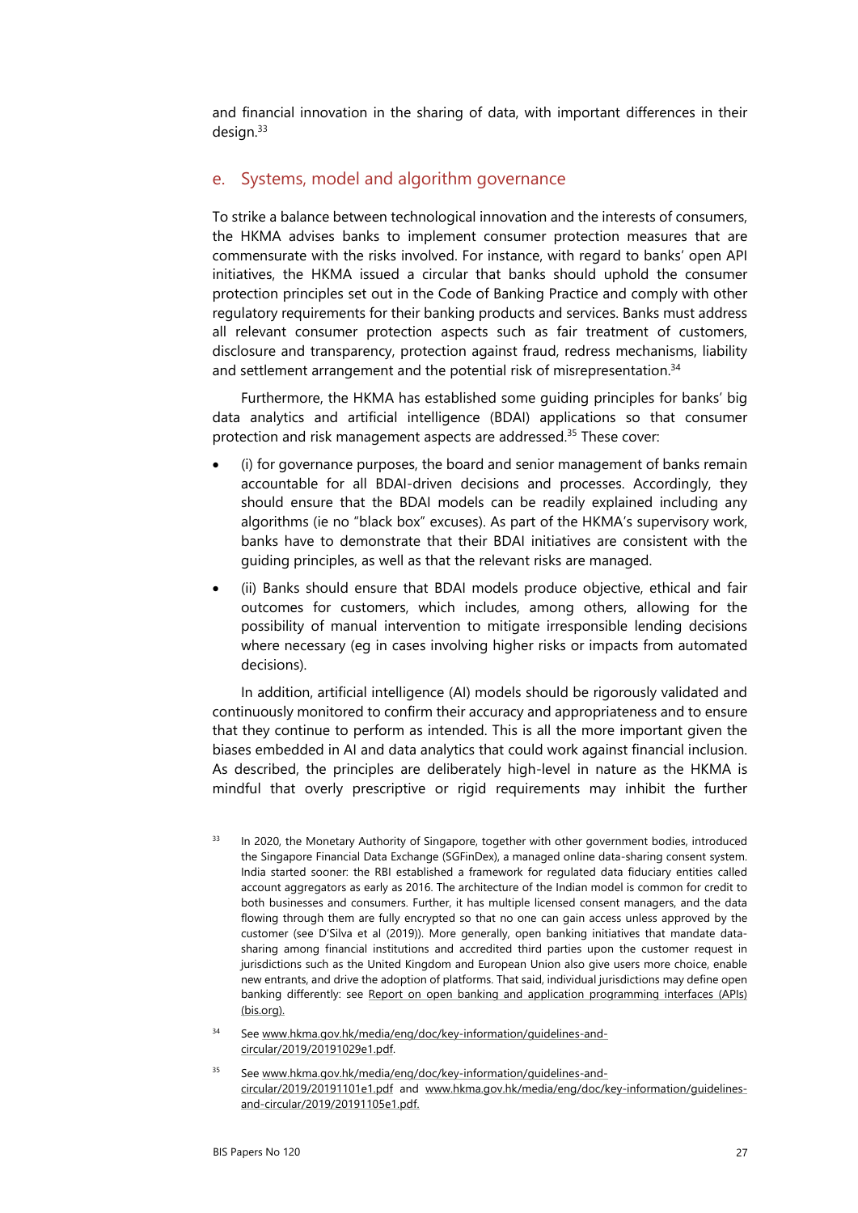and financial innovation in the sharing of data, with important differences in their design.[33]

## e. Systems, model and algorithm governance

To strike a balance between technological innovation and the interests of consumers, the HKMA advises banks to implement consumer protection measures that are commensurate with the risks involved. For instance, with regard to banks' open API initiatives, the HKMA issued a circular that banks should uphold the consumer protection principles set out in the Code of Banking Practice and comply with other regulatory requirements for their banking products and services. Banks must address all relevant consumer protection aspects such as fair treatment of customers, disclosure and transparency, protection against fraud, redress mechanisms, liability and settlement arrangement and the potential risk of misrepresentation.[34]

Furthermore, the HKMA has established some guiding principles for banks' big data analytics and artificial intelligence (BDAI) applications so that consumer protection and risk management aspects are addressed.[35] These cover:

- (i) for governance purposes, the board and senior management of banks remain accountable for all BDAI-driven decisions and processes. Accordingly, they should ensure that the BDAI models can be readily explained including any algorithms (ie no "black box" excuses). As part of the HKMA's supervisory work, banks have to demonstrate that their BDAI initiatives are consistent with the guiding principles, as well as that the relevant risks are managed.
- (ii) Banks should ensure that BDAI models produce objective, ethical and fair outcomes for customers, which includes, among others, allowing for the possibility of manual intervention to mitigate irresponsible lending decisions where necessary (eg in cases involving higher risks or impacts from automated decisions).

In addition, artificial intelligence (AI) models should be rigorously validated and continuously monitored to confirm their accuracy and appropriateness and to ensure that they continue to perform as intended. This is all the more important given the biases embedded in AI and data analytics that could work against financial inclusion. As described, the principles are deliberately high-level in nature as the HKMA is mindful that overly prescriptive or rigid requirements may inhibit the further

[33] In 2020, the Monetary Authority of Singapore, together with other government bodies, introduced the Singapore Financial Data Exchange (SGFinDex), a managed online data-sharing consent system. India started sooner: the RBI established a framework for regulated data fiduciary entities called account aggregators as early as 2016. The architecture of the Indian model is common for credit to both businesses and consumers. Further, it has multiple licensed consent managers, and the data flowing through them are fully encrypted so that no one can gain access unless approved by the customer (see D'Silva et al (2019)). More generally, open banking initiatives that mandate data-sharing among financial institutions and accredited third parties upon the customer request in jurisdictions such as the United Kingdom and European Union also give users more choice, enable new entrants, and drive the adoption of platforms. That said, individual jurisdictions may define open banking differently: see Report on open banking and application programming interfaces (APIs) (bis.org).

[34] See www.hkma.gov.hk/media/eng/doc/key-information/guidelines-and-circular/2019/20191029e1.pdf.

[35] See www.hkma.gov.hk/media/eng/doc/key-information/guidelines-and-circular/2019/20191101e1.pdf and www.hkma.gov.hk/media/eng/doc/key-information/guidelines-and-circular/2019/20191105e1.pdf.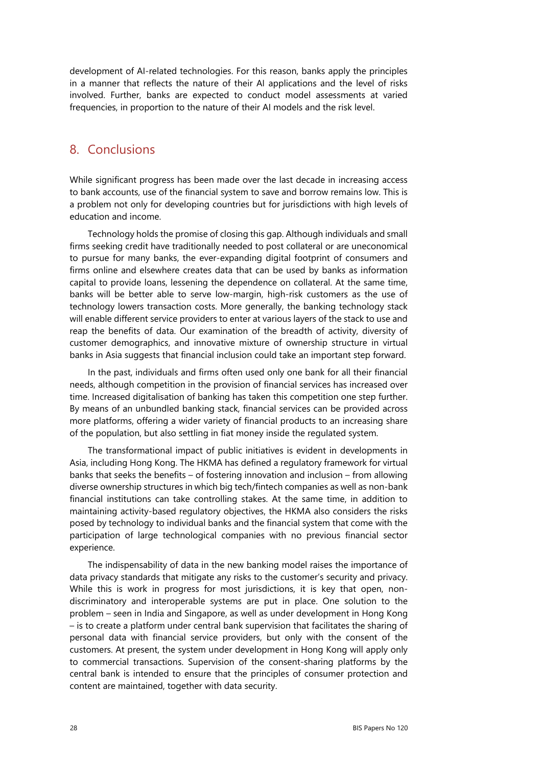development of AI-related technologies. For this reason, banks apply the principles in a manner that reflects the nature of their AI applications and the level of risks involved. Further, banks are expected to conduct model assessments at varied frequencies, in proportion to the nature of their AI models and the risk level.

## 8. Conclusions

While significant progress has been made over the last decade in increasing access to bank accounts, use of the financial system to save and borrow remains low. This is a problem not only for developing countries but for jurisdictions with high levels of education and income.

Technology holds the promise of closing this gap. Although individuals and small firms seeking credit have traditionally needed to post collateral or are uneconomical to pursue for many banks, the ever-expanding digital footprint of consumers and firms online and elsewhere creates data that can be used by banks as information capital to provide loans, lessening the dependence on collateral. At the same time, banks will be better able to serve low-margin, high-risk customers as the use of technology lowers transaction costs. More generally, the banking technology stack will enable different service providers to enter at various layers of the stack to use and reap the benefits of data. Our examination of the breadth of activity, diversity of customer demographics, and innovative mixture of ownership structure in virtual banks in Asia suggests that financial inclusion could take an important step forward.

In the past, individuals and firms often used only one bank for all their financial needs, although competition in the provision of financial services has increased over time. Increased digitalisation of banking has taken this competition one step further. By means of an unbundled banking stack, financial services can be provided across more platforms, offering a wider variety of financial products to an increasing share of the population, but also settling in fiat money inside the regulated system.

The transformational impact of public initiatives is evident in developments in Asia, including Hong Kong. The HKMA has defined a regulatory framework for virtual banks that seeks the benefits – of fostering innovation and inclusion – from allowing diverse ownership structures in which big tech/fintech companies as well as non-bank financial institutions can take controlling stakes. At the same time, in addition to maintaining activity-based regulatory objectives, the HKMA also considers the risks posed by technology to individual banks and the financial system that come with the participation of large technological companies with no previous financial sector experience.

The indispensability of data in the new banking model raises the importance of data privacy standards that mitigate any risks to the customer's security and privacy. While this is work in progress for most jurisdictions, it is key that open, non-discriminatory and interoperable systems are put in place. One solution to the problem – seen in India and Singapore, as well as under development in Hong Kong – is to create a platform under central bank supervision that facilitates the sharing of personal data with financial service providers, but only with the consent of the customers. At present, the system under development in Hong Kong will apply only to commercial transactions. Supervision of the consent-sharing platforms by the central bank is intended to ensure that the principles of consumer protection and content are maintained, together with data security.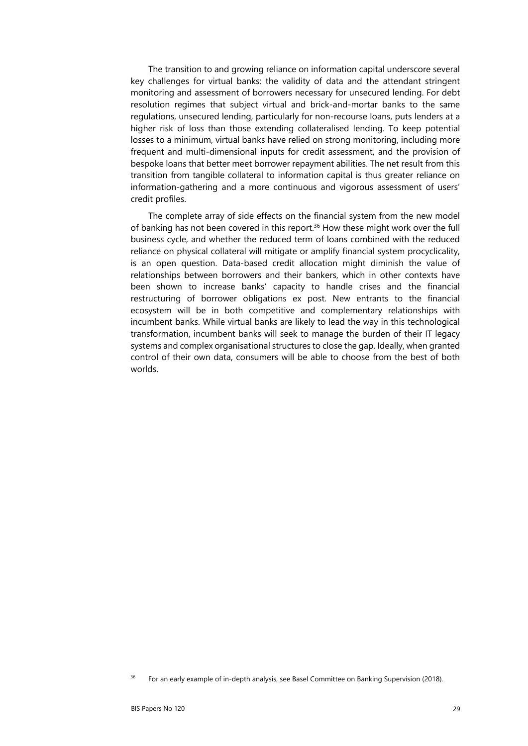The transition to and growing reliance on information capital underscore several key challenges for virtual banks: the validity of data and the attendant stringent monitoring and assessment of borrowers necessary for unsecured lending. For debt resolution regimes that subject virtual and brick-and-mortar banks to the same regulations, unsecured lending, particularly for non-recourse loans, puts lenders at a higher risk of loss than those extending collateralised lending. To keep potential losses to a minimum, virtual banks have relied on strong monitoring, including more frequent and multi-dimensional inputs for credit assessment, and the provision of bespoke loans that better meet borrower repayment abilities. The net result from this transition from tangible collateral to information capital is thus greater reliance on information-gathering and a more continuous and vigorous assessment of users' credit profiles.

The complete array of side effects on the financial system from the new model of banking has not been covered in this report.[36] How these might work over the full business cycle, and whether the reduced term of loans combined with the reduced reliance on physical collateral will mitigate or amplify financial system procyclicality, is an open question. Data-based credit allocation might diminish the value of relationships between borrowers and their bankers, which in other contexts have been shown to increase banks' capacity to handle crises and the financial restructuring of borrower obligations ex post. New entrants to the financial ecosystem will be in both competitive and complementary relationships with incumbent banks. While virtual banks are likely to lead the way in this technological transformation, incumbent banks will seek to manage the burden of their IT legacy systems and complex organisational structures to close the gap. Ideally, when granted control of their own data, consumers will be able to choose from the best of both worlds.

[36] For an early example of in-depth analysis, see Basel Committee on Banking Supervision (2018).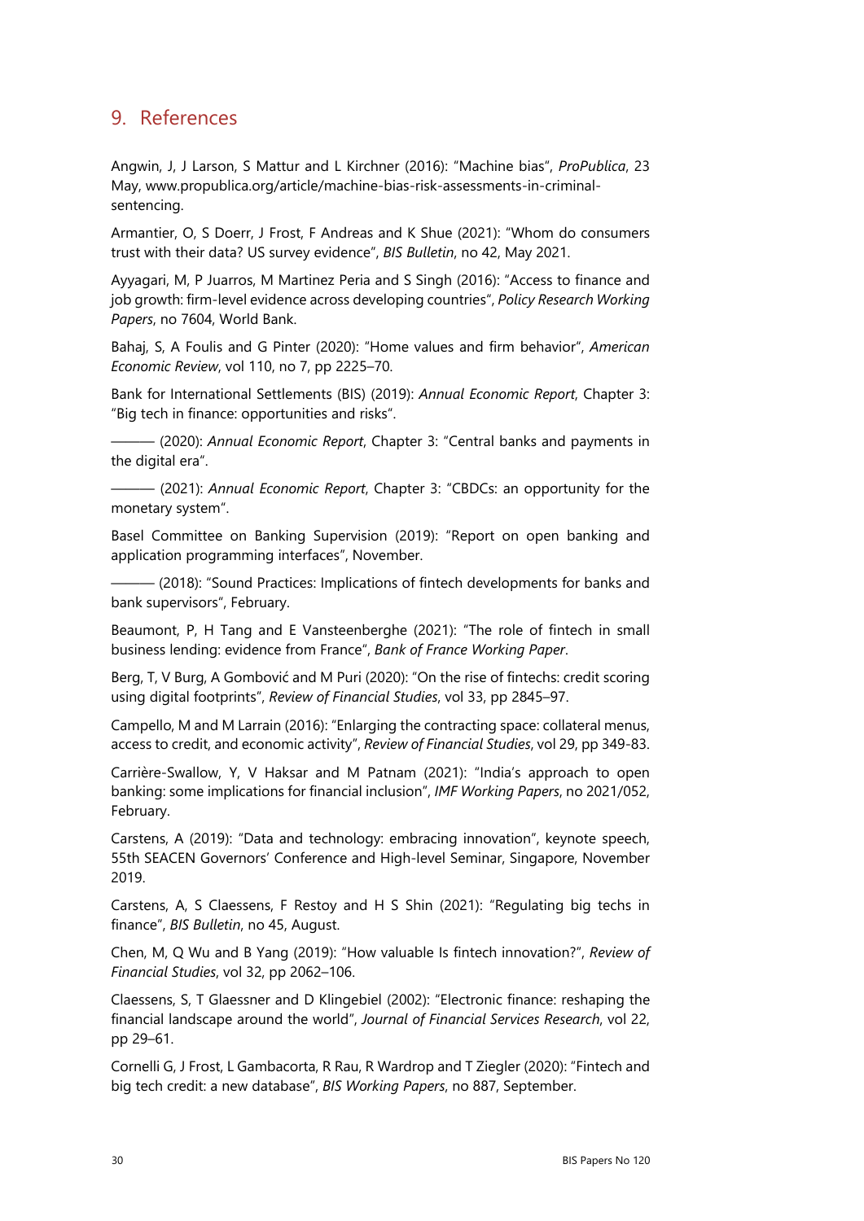## 9. References

Angwin, J, J Larson, S Mattur and L Kirchner (2016): "Machine bias", *ProPublica*, 23 May, www.propublica.org/article/machine-bias-risk-assessments-in-criminal-sentencing.

Armantier, O, S Doerr, J Frost, F Andreas and K Shue (2021): "Whom do consumers trust with their data? US survey evidence", *BIS Bulletin*, no 42, May 2021.

Ayyagari, M, P Juarros, M Martinez Peria and S Singh (2016): "Access to finance and job growth: firm-level evidence across developing countries", *Policy Research Working Papers*, no 7604, World Bank.

Bahaj, S, A Foulis and G Pinter (2020): "Home values and firm behavior", *American Economic Review*, vol 110, no 7, pp 2225–70.

Bank for International Settlements (BIS) (2019): *Annual Economic Report*, Chapter 3: "Big tech in finance: opportunities and risks".

——— (2020): *Annual Economic Report*, Chapter 3: "Central banks and payments in the digital era".

——— (2021): *Annual Economic Report*, Chapter 3: "CBDCs: an opportunity for the monetary system".

Basel Committee on Banking Supervision (2019): "Report on open banking and application programming interfaces", November.

——— (2018): "Sound Practices: Implications of fintech developments for banks and bank supervisors", February.

Beaumont, P, H Tang and E Vansteenberghe (2021): "The role of fintech in small business lending: evidence from France", *Bank of France Working Paper*.

Berg, T, V Burg, A Gombović and M Puri (2020): "On the rise of fintechs: credit scoring using digital footprints", *Review of Financial Studies*, vol 33, pp 2845–97.

Campello, M and M Larrain (2016): "Enlarging the contracting space: collateral menus, access to credit, and economic activity", *Review of Financial Studies*, vol 29, pp 349-83.

Carrière-Swallow, Y, V Haksar and M Patnam (2021): "India's approach to open banking: some implications for financial inclusion", *IMF Working Papers*, no 2021/052, February.

Carstens, A (2019): "Data and technology: embracing innovation", keynote speech, 55th SEACEN Governors' Conference and High-level Seminar, Singapore, November 2019.

Carstens, A, S Claessens, F Restoy and H S Shin (2021): "Regulating big techs in finance", *BIS Bulletin*, no 45, August.

Chen, M, Q Wu and B Yang (2019): "How valuable Is fintech innovation?", *Review of Financial Studies*, vol 32, pp 2062–106.

Claessens, S, T Glaessner and D Klingebiel (2002): "Electronic finance: reshaping the financial landscape around the world", *Journal of Financial Services Research*, vol 22, pp 29–61.

Cornelli G, J Frost, L Gambacorta, R Rau, R Wardrop and T Ziegler (2020): "Fintech and big tech credit: a new database", *BIS Working Papers*, no 887, September.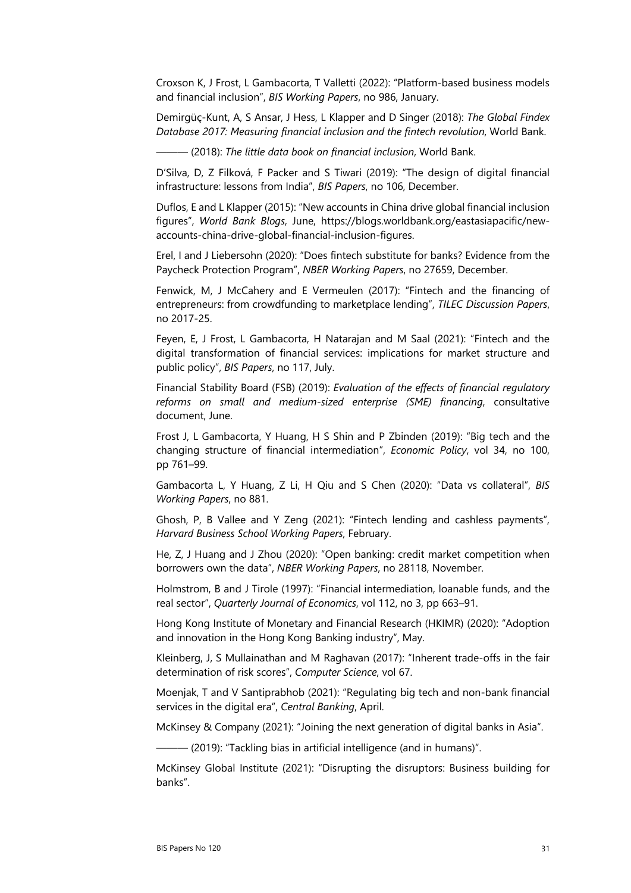Croxson K, J Frost, L Gambacorta, T Valletti (2022): "Platform-based business models and financial inclusion", *BIS Working Papers*, no 986, January.

Demirgüç-Kunt, A, S Ansar, J Hess, L Klapper and D Singer (2018): *The Global Findex Database 2017: Measuring financial inclusion and the fintech revolution*, World Bank.

——— (2018): *The little data book on financial inclusion*, World Bank.

D'Silva, D, Z Filková, F Packer and S Tiwari (2019): "The design of digital financial infrastructure: lessons from India", *BIS Papers*, no 106, December.

Duflos, E and L Klapper (2015): "New accounts in China drive global financial inclusion figures", *World Bank Blogs*, June, https://blogs.worldbank.org/eastasiapacific/new-accounts-china-drive-global-financial-inclusion-figures.

Erel, I and J Liebersohn (2020): "Does fintech substitute for banks? Evidence from the Paycheck Protection Program", *NBER Working Papers*, no 27659, December.

Fenwick, M, J McCahery and E Vermeulen (2017): "Fintech and the financing of entrepreneurs: from crowdfunding to marketplace lending", *TILEC Discussion Papers*, no 2017-25.

Feyen, E, J Frost, L Gambacorta, H Natarajan and M Saal (2021): "Fintech and the digital transformation of financial services: implications for market structure and public policy", *BIS Papers*, no 117, July.

Financial Stability Board (FSB) (2019): *Evaluation of the effects of financial regulatory reforms on small and medium-sized enterprise (SME) financing*, consultative document, June.

Frost J, L Gambacorta, Y Huang, H S Shin and P Zbinden (2019): "Big tech and the changing structure of financial intermediation", *Economic Policy*, vol 34, no 100, pp 761–99.

Gambacorta L, Y Huang, Z Li, H Qiu and S Chen (2020): "Data vs collateral", *BIS Working Papers*, no 881.

Ghosh, P, B Vallee and Y Zeng (2021): "Fintech lending and cashless payments", *Harvard Business School Working Papers*, February.

He, Z, J Huang and J Zhou (2020): "Open banking: credit market competition when borrowers own the data", *NBER Working Papers*, no 28118, November.

Holmstrom, B and J Tirole (1997): "Financial intermediation, loanable funds, and the real sector", *Quarterly Journal of Economics*, vol 112, no 3, pp 663–91.

Hong Kong Institute of Monetary and Financial Research (HKIMR) (2020): "Adoption and innovation in the Hong Kong Banking industry", May.

Kleinberg, J, S Mullainathan and M Raghavan (2017): "Inherent trade-offs in the fair determination of risk scores", *Computer Science*, vol 67.

Moenjak, T and V Santiprabhob (2021): "Regulating big tech and non-bank financial services in the digital era", *Central Banking*, April.

McKinsey & Company (2021): "Joining the next generation of digital banks in Asia".

——— (2019): "Tackling bias in artificial intelligence (and in humans)".

McKinsey Global Institute (2021): "Disrupting the disruptors: Business building for banks".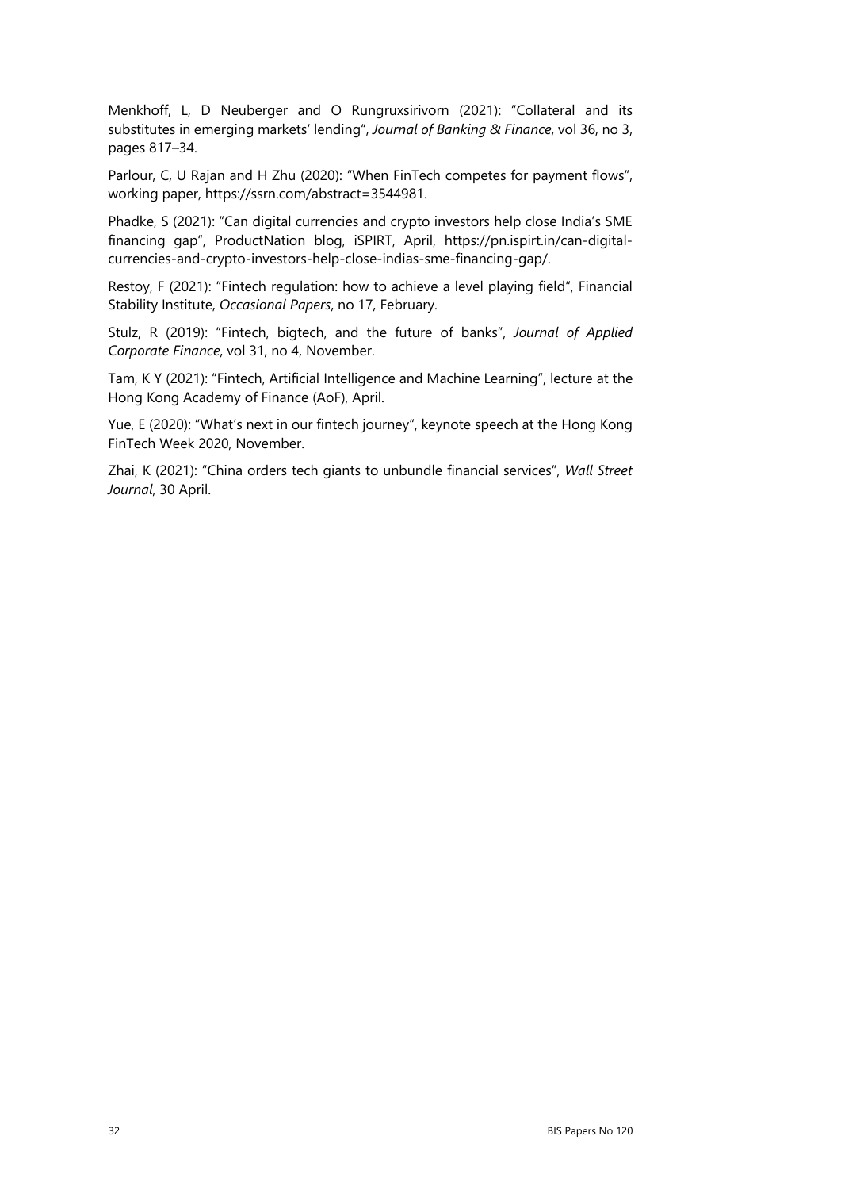Menkhoff, L, D Neuberger and O Rungruxsirivorn (2021): "Collateral and its substitutes in emerging markets' lending", *Journal of Banking & Finance*, vol 36, no 3, pages 817–34.

Parlour, C, U Rajan and H Zhu (2020): "When FinTech competes for payment flows", working paper, https://ssrn.com/abstract=3544981.

Phadke, S (2021): "Can digital currencies and crypto investors help close India's SME financing gap", ProductNation blog, iSPIRT, April, https://pn.ispirt.in/can-digital-currencies-and-crypto-investors-help-close-indias-sme-financing-gap/.

Restoy, F (2021): "Fintech regulation: how to achieve a level playing field", Financial Stability Institute, *Occasional Papers*, no 17, February.

Stulz, R (2019): "Fintech, bigtech, and the future of banks", *Journal of Applied Corporate Finance*, vol 31, no 4, November.

Tam, K Y (2021): "Fintech, Artificial Intelligence and Machine Learning", lecture at the Hong Kong Academy of Finance (AoF), April.

Yue, E (2020): "What's next in our fintech journey", keynote speech at the Hong Kong FinTech Week 2020, November.

Zhai, K (2021): "China orders tech giants to unbundle financial services", *Wall Street Journal*, 30 April.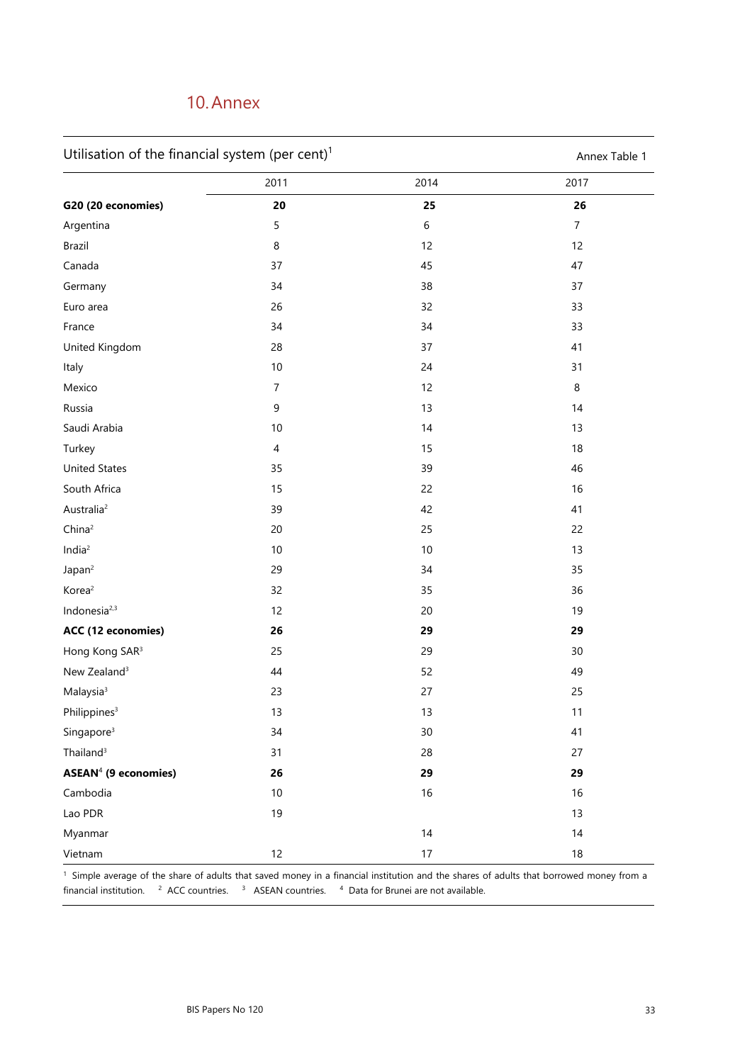## 10. Annex

| Utilisation of the financial system (per cent)[1] | | | Annex Table 1 |
|---|---|---|---|
| | 2011 | 2014 | 2017 |
| **G20 (20 economies)** | **20** | **25** | **26** |
| Argentina | 5 | 6 | 7 |
| Brazil | 8 | 12 | 12 |
| Canada | 37 | 45 | 47 |
| Germany | 34 | 38 | 37 |
| Euro area | 26 | 32 | 33 |
| France | 34 | 34 | 33 |
| United Kingdom | 28 | 37 | 41 |
| Italy | 10 | 24 | 31 |
| Mexico | 7 | 12 | 8 |
| Russia | 9 | 13 | 14 |
| Saudi Arabia | 10 | 14 | 13 |
| Turkey | 4 | 15 | 18 |
| United States | 35 | 39 | 46 |
| South Africa | 15 | 22 | 16 |
| Australia[2] | 39 | 42 | 41 |
| China[2] | 20 | 25 | 22 |
| India[2] | 10 | 10 | 13 |
| Japan[2] | 29 | 34 | 35 |
| Korea[2] | 32 | 35 | 36 |
| Indonesia[2,3] | 12 | 20 | 19 |
| **ACC (12 economies)** | **26** | **29** | **29** |
| Hong Kong SAR[3] | 25 | 29 | 30 |
| New Zealand[3] | 44 | 52 | 49 |
| Malaysia[3] | 23 | 27 | 25 |
| Philippines[3] | 13 | 13 | 11 |
| Singapore[3] | 34 | 30 | 41 |
| Thailand[3] | 31 | 28 | 27 |
| **ASEAN[4] (9 economies)** | **26** | **29** | **29** |
| Cambodia | 10 | 16 | 16 |
| Lao PDR | 19 | | 13 |
| Myanmar | | 14 | 14 |
| Vietnam | 12 | 17 | 18 |

[1] Simple average of the share of adults that saved money in a financial institution and the shares of adults that borrowed money from a financial institution. [2] ACC countries. [3] ASEAN countries. [4] Data for Brunei are not available.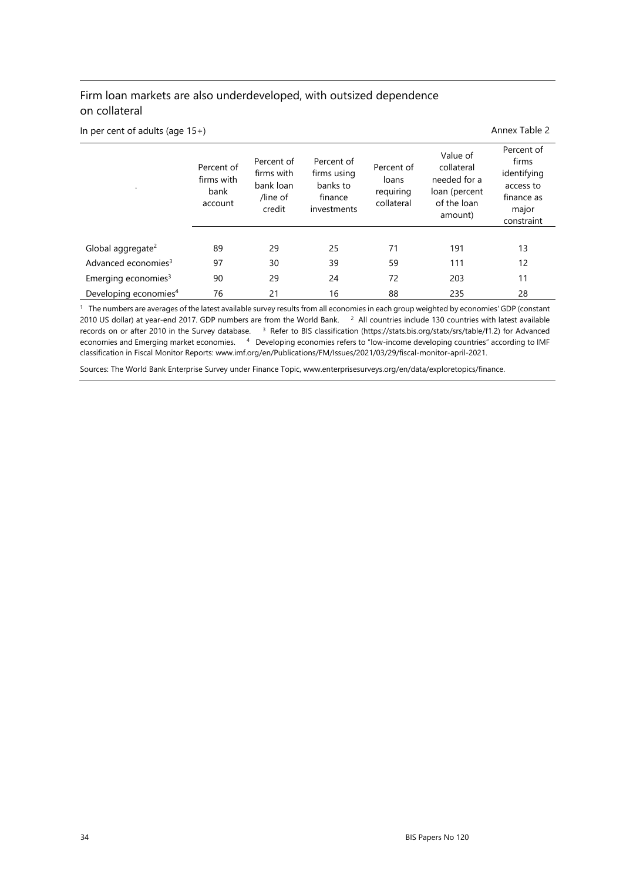## Firm loan markets are also underdeveloped, with outsized dependence on collateral

In per cent of adults (age 15+)

Annex Table 2

| . | Percent of firms with bank account | Percent of firms with bank loan /line of credit | Percent of firms using banks to finance investments | Percent of loans requiring collateral | Value of collateral needed for a loan (percent of the loan amount) | Percent of firms identifying access to finance as major constraint |
|---|---|---|---|---|---|---|
| Global aggregate[2] | 89 | 29 | 25 | 71 | 191 | 13 |
| Advanced economies[3] | 97 | 30 | 39 | 59 | 111 | 12 |
| Emerging economies[3] | 90 | 29 | 24 | 72 | 203 | 11 |
| Developing economies[4] | 76 | 21 | 16 | 88 | 235 | 28 |

[1] The numbers are averages of the latest available survey results from all economies in each group weighted by economies' GDP (constant 2010 US dollar) at year-end 2017. GDP numbers are from the World Bank. [2] All countries include 130 countries with latest available records on or after 2010 in the Survey database. [3] Refer to BIS classification (https://stats.bis.org/statx/srs/table/f1.2) for Advanced economies and Emerging market economies. [4] Developing economies refers to "low-income developing countries" according to IMF classification in Fiscal Monitor Reports: www.imf.org/en/Publications/FM/Issues/2021/03/29/fiscal-monitor-april-2021.

Sources: The World Bank Enterprise Survey under Finance Topic, www.enterprisesurveys.org/en/data/exploretopics/finance.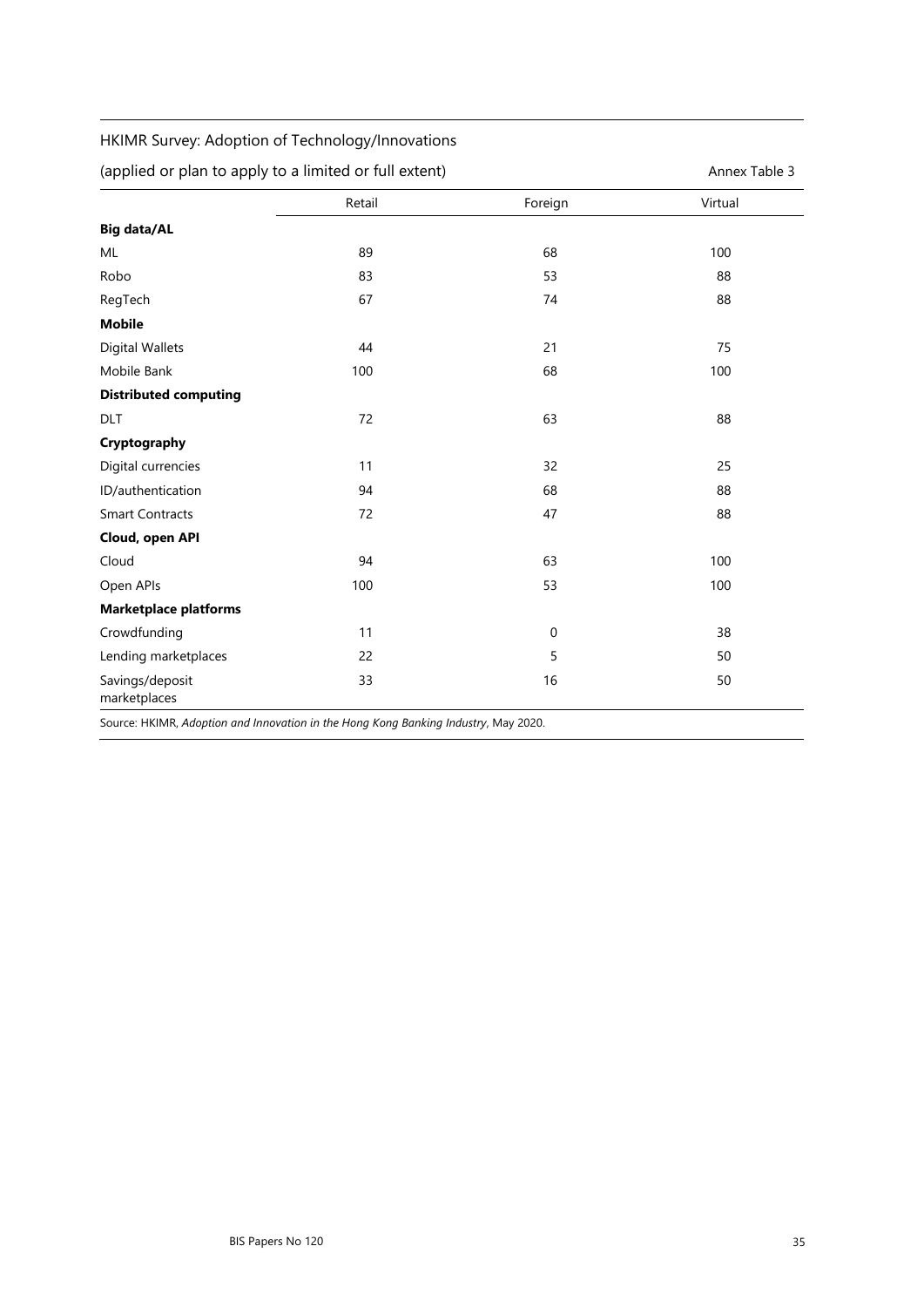HKIMR Survey: Adoption of Technology/Innovations

(applied or plan to apply to a limited or full extent) Annex Table 3

| | Retail | Foreign | Virtual |
|---|---|---|---|
| **Big data/AL** | | | |
| ML | 89 | 68 | 100 |
| Robo | 83 | 53 | 88 |
| RegTech | 67 | 74 | 88 |
| **Mobile** | | | |
| Digital Wallets | 44 | 21 | 75 |
| Mobile Bank | 100 | 68 | 100 |
| **Distributed computing** | | | |
| DLT | 72 | 63 | 88 |
| **Cryptography** | | | |
| Digital currencies | 11 | 32 | 25 |
| ID/authentication | 94 | 68 | 88 |
| Smart Contracts | 72 | 47 | 88 |
| **Cloud, open API** | | | |
| Cloud | 94 | 63 | 100 |
| Open APIs | 100 | 53 | 100 |
| **Marketplace platforms** | | | |
| Crowdfunding | 11 | 0 | 38 |
| Lending marketplaces | 22 | 5 | 50 |
| Savings/deposit marketplaces | 33 | 16 | 50 |

Source: HKIMR, *Adoption and Innovation in the Hong Kong Banking Industry*, May 2020.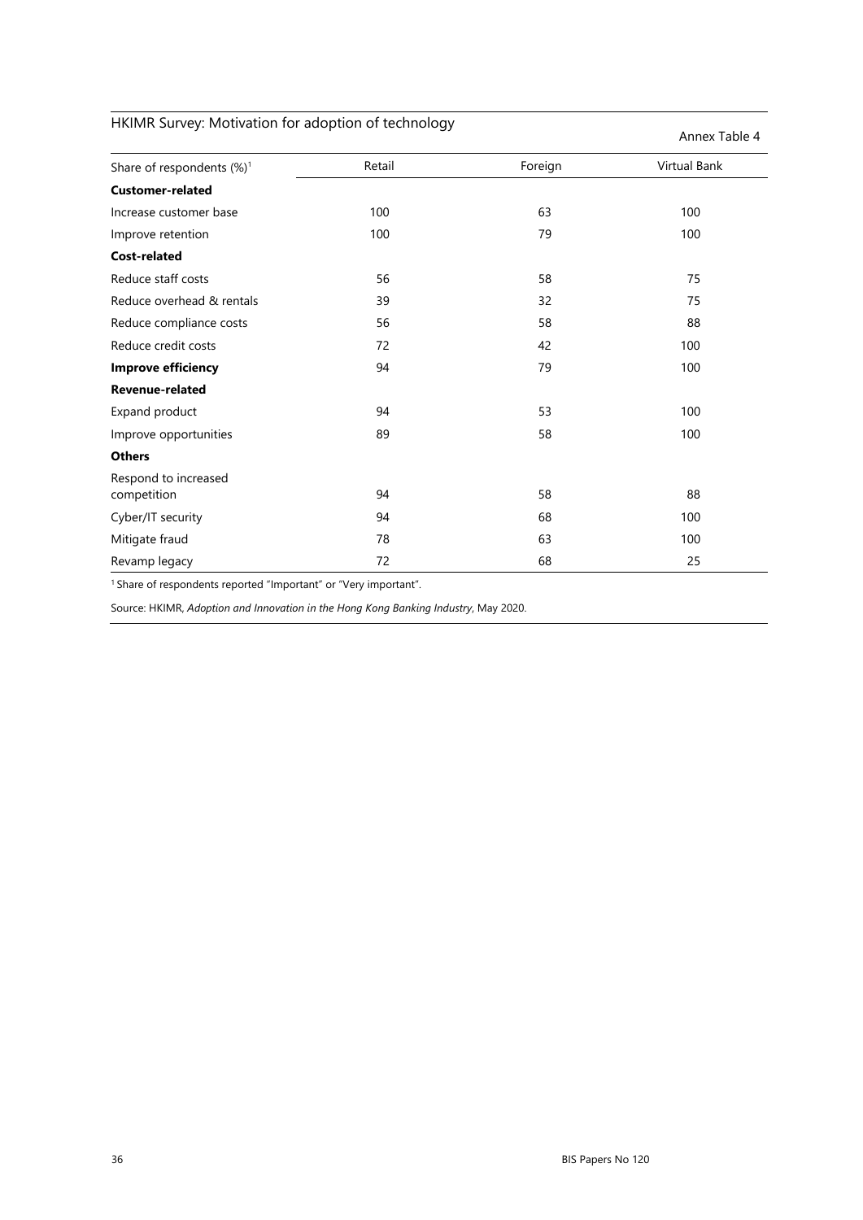## HKIMR Survey: Motivation for adoption of technology

Annex Table 4

| Share of respondents (%)[1] | Retail | Foreign | Virtual Bank |
|---|---|---|---|
| **Customer-related** | | | |
| Increase customer base | 100 | 63 | 100 |
| Improve retention | 100 | 79 | 100 |
| **Cost-related** | | | |
| Reduce staff costs | 56 | 58 | 75 |
| Reduce overhead & rentals | 39 | 32 | 75 |
| Reduce compliance costs | 56 | 58 | 88 |
| Reduce credit costs | 72 | 42 | 100 |
| **Improve efficiency** | 94 | 79 | 100 |
| **Revenue-related** | | | |
| Expand product | 94 | 53 | 100 |
| Improve opportunities | 89 | 58 | 100 |
| **Others** | | | |
| Respond to increased competition | 94 | 58 | 88 |
| Cyber/IT security | 94 | 68 | 100 |
| Mitigate fraud | 78 | 63 | 100 |
| Revamp legacy | 72 | 68 | 25 |

[1] Share of respondents reported "Important" or "Very important".

Source: HKIMR, *Adoption and Innovation in the Hong Kong Banking Industry*, May 2020.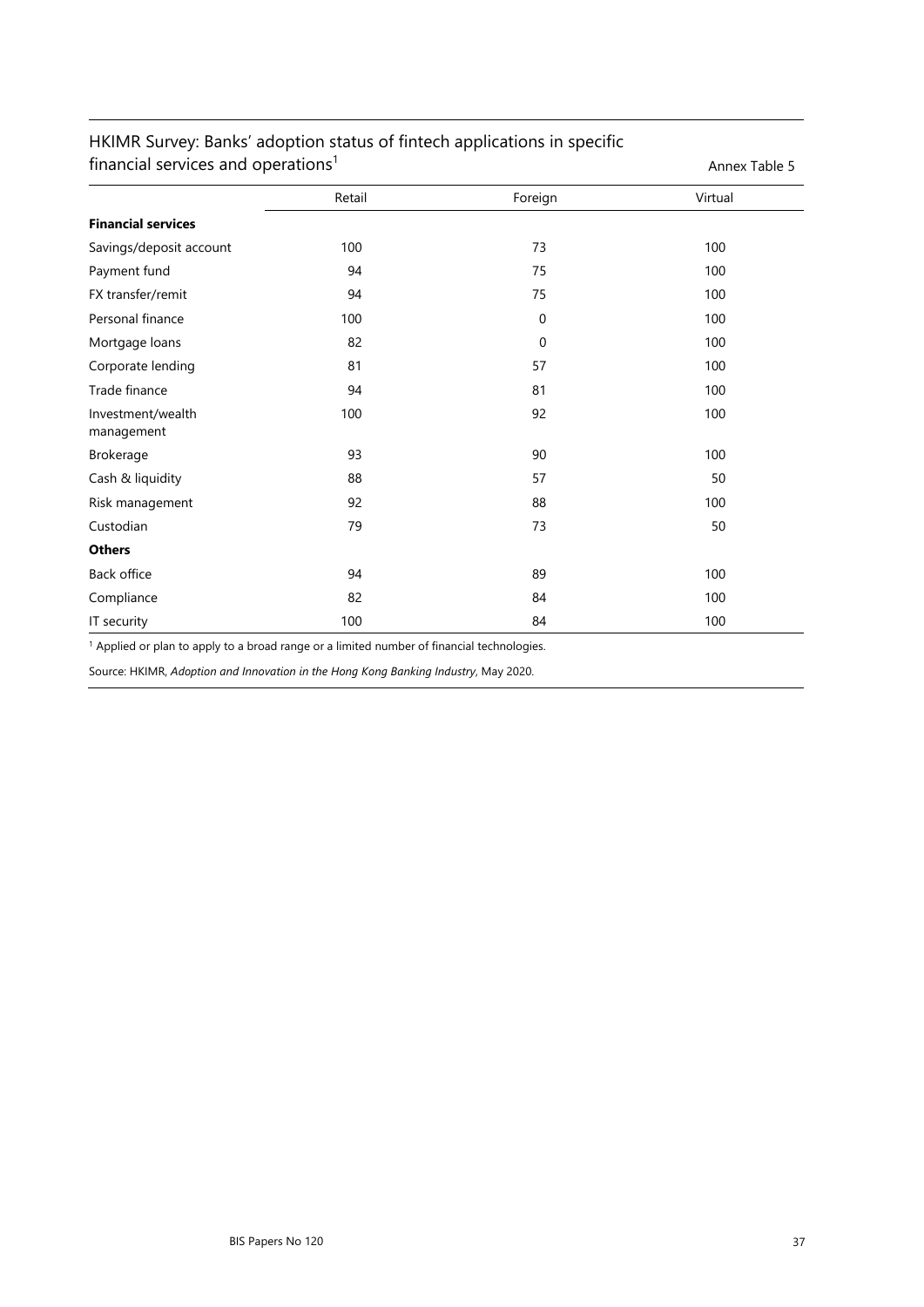## HKIMR Survey: Banks' adoption status of fintech applications in specific financial services and operations[1]

Annex Table 5

| | Retail | Foreign | Virtual |
|---|---|---|---|
| **Financial services** | | | |
| Savings/deposit account | 100 | 73 | 100 |
| Payment fund | 94 | 75 | 100 |
| FX transfer/remit | 94 | 75 | 100 |
| Personal finance | 100 | 0 | 100 |
| Mortgage loans | 82 | 0 | 100 |
| Corporate lending | 81 | 57 | 100 |
| Trade finance | 94 | 81 | 100 |
| Investment/wealth management | 100 | 92 | 100 |
| Brokerage | 93 | 90 | 100 |
| Cash & liquidity | 88 | 57 | 50 |
| Risk management | 92 | 88 | 100 |
| Custodian | 79 | 73 | 50 |
| **Others** | | | |
| Back office | 94 | 89 | 100 |
| Compliance | 82 | 84 | 100 |
| IT security | 100 | 84 | 100 |

[1] Applied or plan to apply to a broad range or a limited number of financial technologies.

Source: HKIMR, *Adoption and Innovation in the Hong Kong Banking Industry*, May 2020.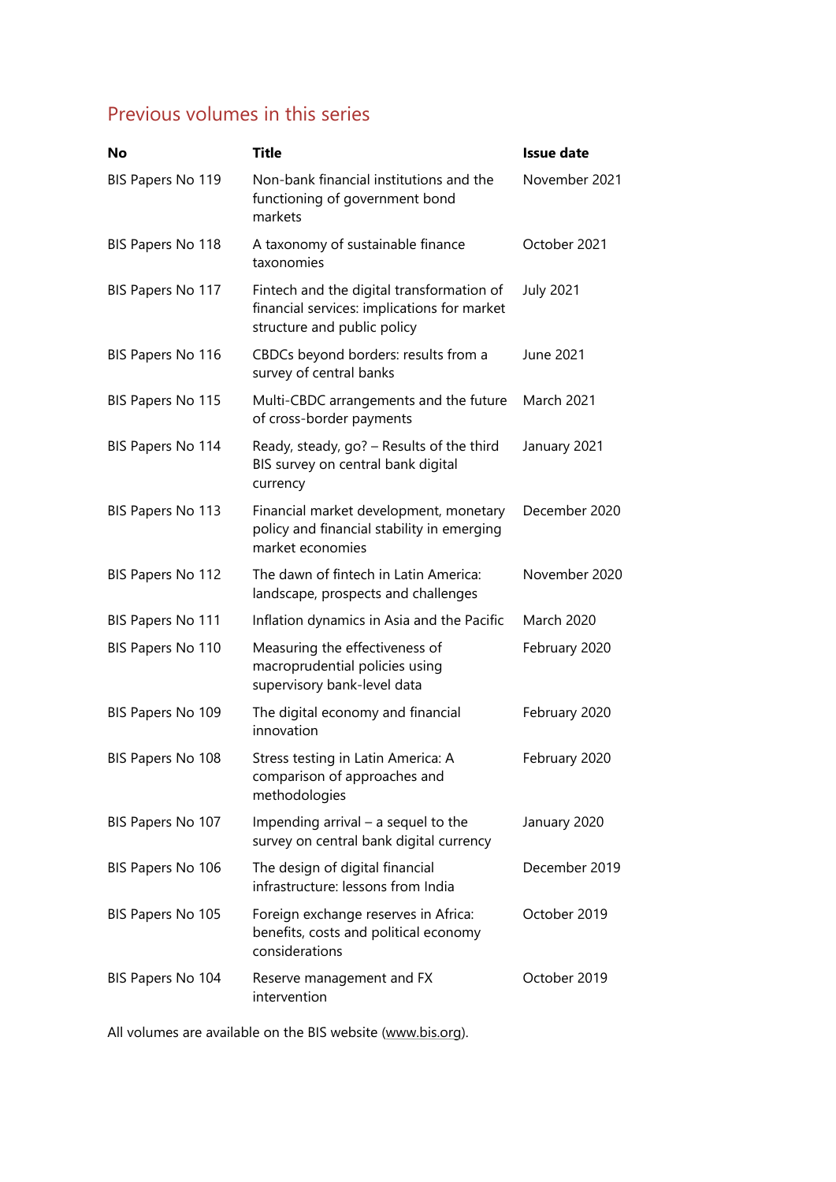## Previous volumes in this series

| No | Title | Issue date |
|---|---|---|
| BIS Papers No 119 | Non-bank financial institutions and the functioning of government bond markets | November 2021 |
| BIS Papers No 118 | A taxonomy of sustainable finance taxonomies | October 2021 |
| BIS Papers No 117 | Fintech and the digital transformation of financial services: implications for market structure and public policy | July 2021 |
| BIS Papers No 116 | CBDCs beyond borders: results from a survey of central banks | June 2021 |
| BIS Papers No 115 | Multi-CBDC arrangements and the future of cross-border payments | March 2021 |
| BIS Papers No 114 | Ready, steady, go? – Results of the third BIS survey on central bank digital currency | January 2021 |
| BIS Papers No 113 | Financial market development, monetary policy and financial stability in emerging market economies | December 2020 |
| BIS Papers No 112 | The dawn of fintech in Latin America: landscape, prospects and challenges | November 2020 |
| BIS Papers No 111 | Inflation dynamics in Asia and the Pacific | March 2020 |
| BIS Papers No 110 | Measuring the effectiveness of macroprudential policies using supervisory bank-level data | February 2020 |
| BIS Papers No 109 | The digital economy and financial innovation | February 2020 |
| BIS Papers No 108 | Stress testing in Latin America: A comparison of approaches and methodologies | February 2020 |
| BIS Papers No 107 | Impending arrival – a sequel to the survey on central bank digital currency | January 2020 |
| BIS Papers No 106 | The design of digital financial infrastructure: lessons from India | December 2019 |
| BIS Papers No 105 | Foreign exchange reserves in Africa: benefits, costs and political economy considerations | October 2019 |
| BIS Papers No 104 | Reserve management and FX intervention | October 2019 |

All volumes are available on the BIS website (www.bis.org).